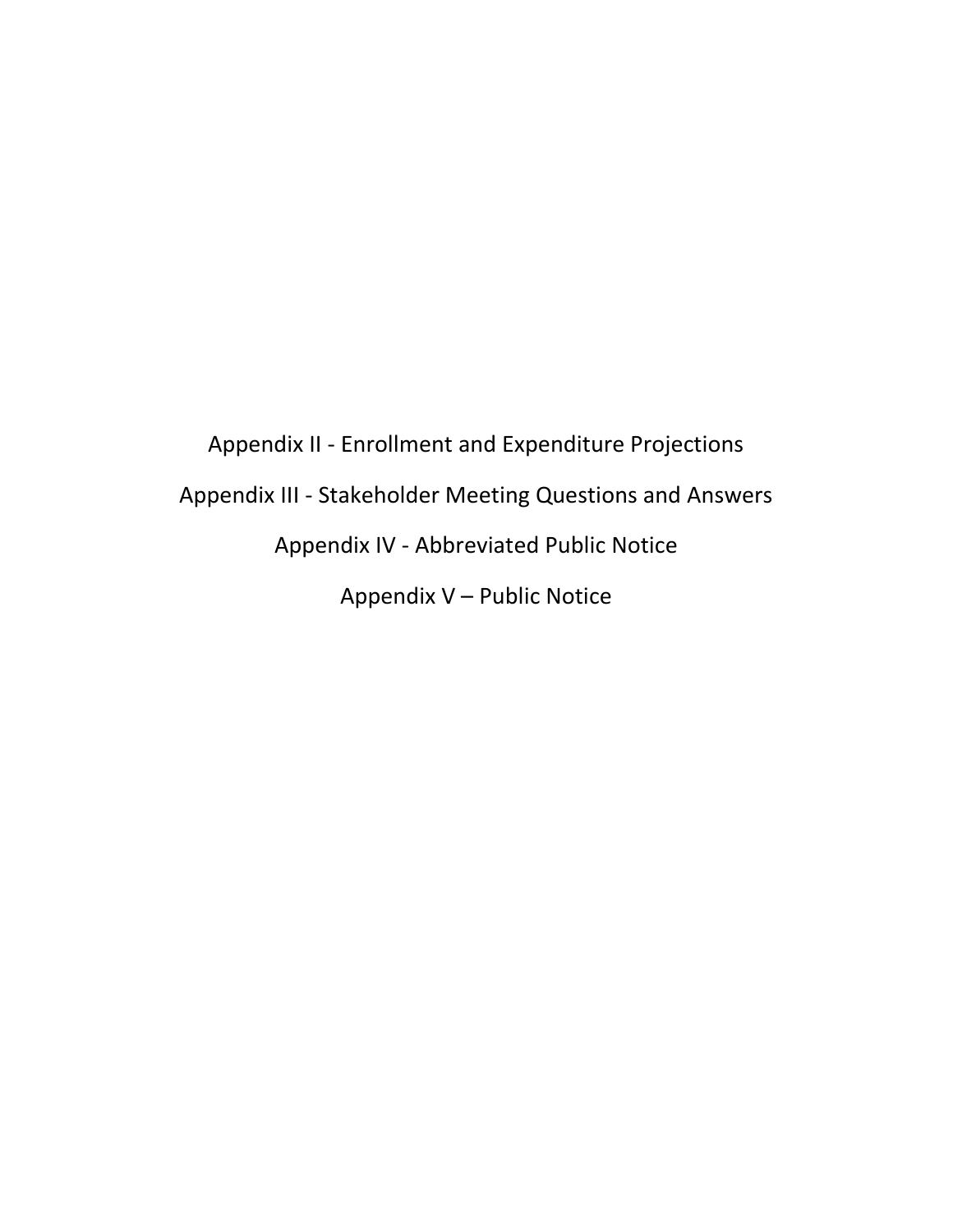Appendix II - Enrollment and Expenditure Projections

Appendix III - Stakeholder Meeting Questions and Answers

Appendix IV - Abbreviated Public Notice

Appendix V – Public Notice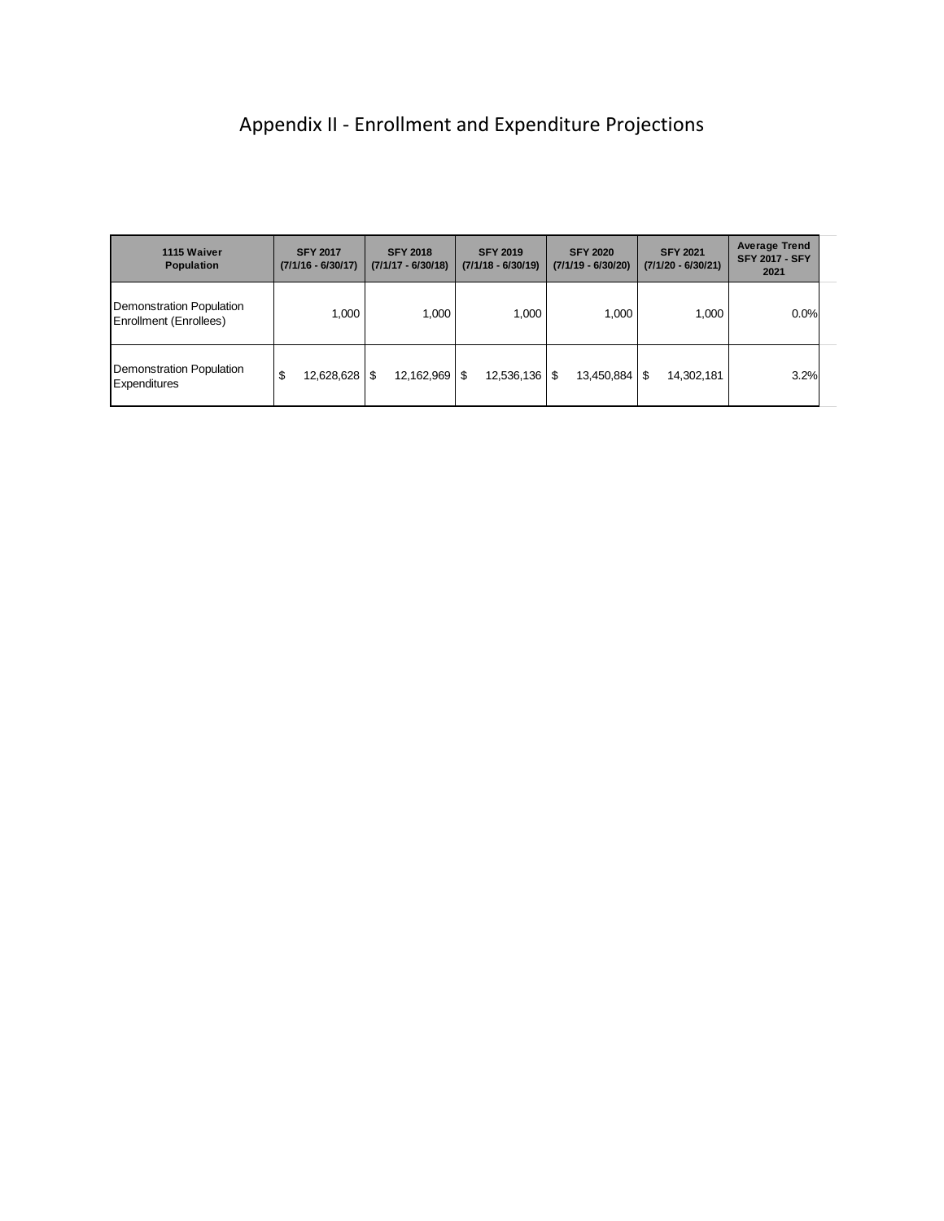# Appendix II - Enrollment and Expenditure Projections

| 1115 Waiver Population | SFY 2017 (7/1/16 - 6/30/17) | SFY 2018 (7/1/17 - 6/30/18) | SFY 2019 (7/1/18 - 6/30/19) | SFY 2020 (7/1/19 - 6/30/20) | SFY 2021 (7/1/20 - 6/30/21) | Average Trend SFY 2017 - SFY 2021 |
|---|---|---|---|---|---|---|
| Demonstration Population Enrollment (Enrollees) | 1,000 | 1,000 | 1,000 | 1,000 | 1,000 | 0.0% |
| Demonstration Population Expenditures | $ 12,628,628 | $ 12,162,969 | $ 12,536,136 | $ 13,450,884 | $ 14,302,181 | 3.2% |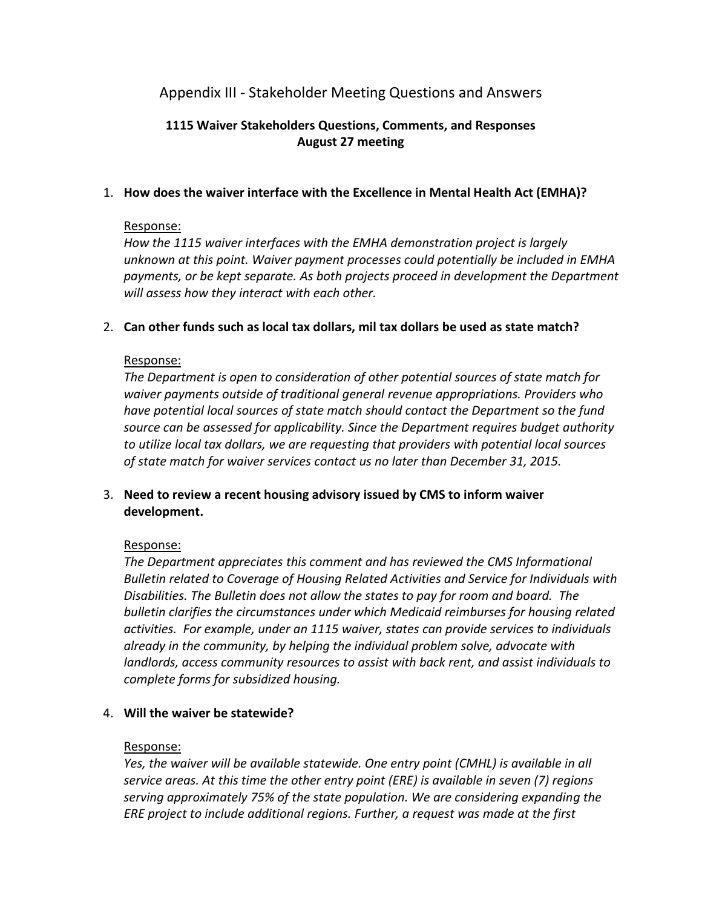# Appendix III - Stakeholder Meeting Questions and Answers

## 1115 Waiver Stakeholders Questions, Comments, and Responses August 27 meeting

1. **How does the waiver interface with the Excellence in Mental Health Act (EMHA)?**

   Response:
   *How the 1115 waiver interfaces with the EMHA demonstration project is largely unknown at this point. Waiver payment processes could potentially be included in EMHA payments, or be kept separate. As both projects proceed in development the Department will assess how they interact with each other.*

2. **Can other funds such as local tax dollars, mil tax dollars be used as state match?**

   Response:
   *The Department is open to consideration of other potential sources of state match for waiver payments outside of traditional general revenue appropriations. Providers who have potential local sources of state match should contact the Department so the fund source can be assessed for applicability. Since the Department requires budget authority to utilize local tax dollars, we are requesting that providers with potential local sources of state match for waiver services contact us no later than December 31, 2015.*

3. **Need to review a recent housing advisory issued by CMS to inform waiver development.**

   Response:
   *The Department appreciates this comment and has reviewed the CMS Informational Bulletin related to Coverage of Housing Related Activities and Service for Individuals with Disabilities. The Bulletin does not allow the states to pay for room and board. The bulletin clarifies the circumstances under which Medicaid reimburses for housing related activities. For example, under an 1115 waiver, states can provide services to individuals already in the community, by helping the individual problem solve, advocate with landlords, access community resources to assist with back rent, and assist individuals to complete forms for subsidized housing.*

4. **Will the waiver be statewide?**

   Response:
   *Yes, the waiver will be available statewide. One entry point (CMHL) is available in all service areas. At this time the other entry point (ERE) is available in seven (7) regions serving approximately 75% of the state population. We are considering expanding the ERE project to include additional regions. Further, a request was made at the first*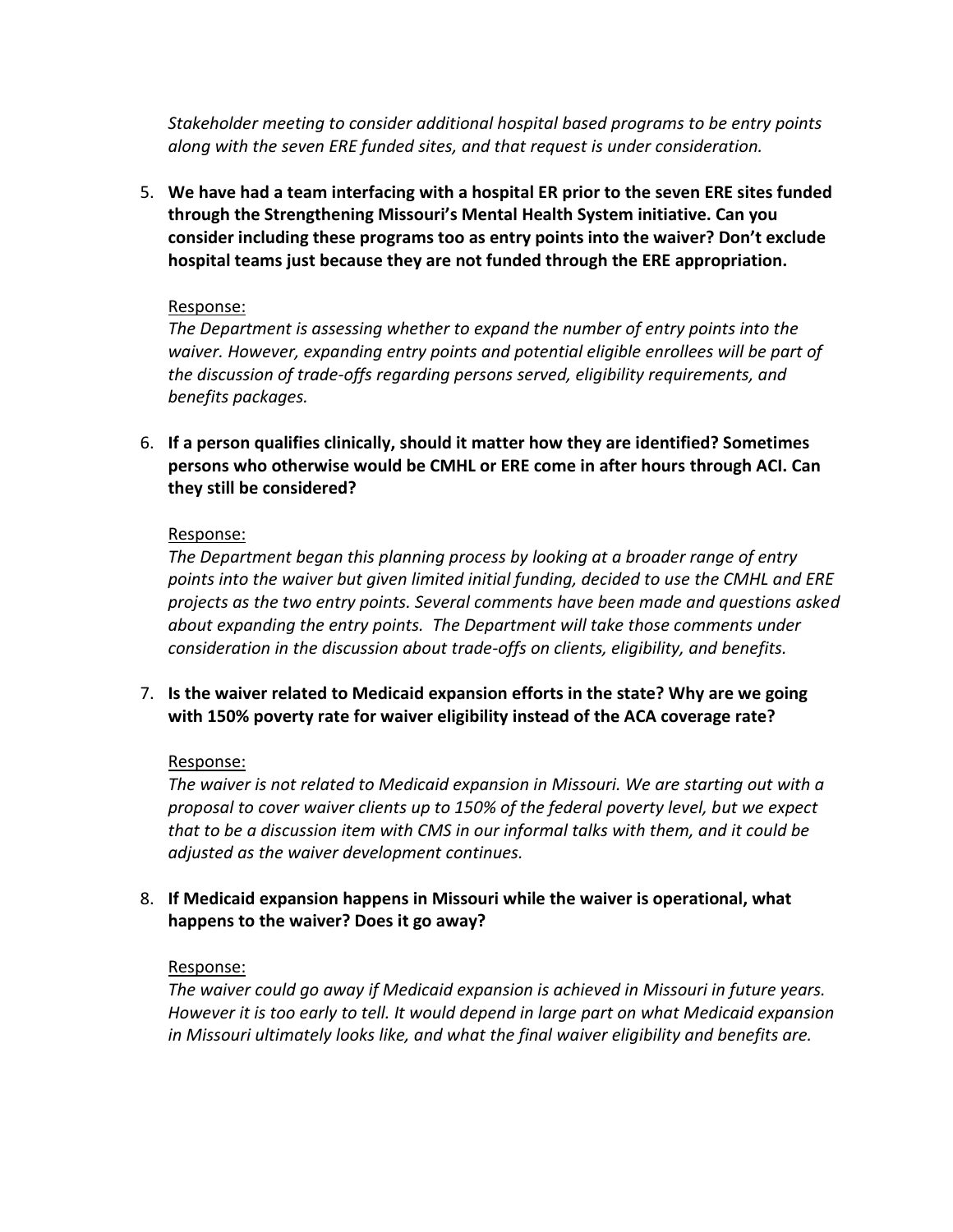*Stakeholder meeting to consider additional hospital based programs to be entry points along with the seven ERE funded sites, and that request is under consideration.*

5. **We have had a team interfacing with a hospital ER prior to the seven ERE sites funded through the Strengthening Missouri's Mental Health System initiative. Can you consider including these programs too as entry points into the waiver? Don't exclude hospital teams just because they are not funded through the ERE appropriation.**

   Response:
   *The Department is assessing whether to expand the number of entry points into the waiver. However, expanding entry points and potential eligible enrollees will be part of the discussion of trade-offs regarding persons served, eligibility requirements, and benefits packages.*

6. **If a person qualifies clinically, should it matter how they are identified? Sometimes persons who otherwise would be CMHL or ERE come in after hours through ACI. Can they still be considered?**

   Response:
   *The Department began this planning process by looking at a broader range of entry points into the waiver but given limited initial funding, decided to use the CMHL and ERE projects as the two entry points. Several comments have been made and questions asked about expanding the entry points. The Department will take those comments under consideration in the discussion about trade-offs on clients, eligibility, and benefits.*

7. **Is the waiver related to Medicaid expansion efforts in the state? Why are we going with 150% poverty rate for waiver eligibility instead of the ACA coverage rate?**

   Response:
   *The waiver is not related to Medicaid expansion in Missouri. We are starting out with a proposal to cover waiver clients up to 150% of the federal poverty level, but we expect that to be a discussion item with CMS in our informal talks with them, and it could be adjusted as the waiver development continues.*

8. **If Medicaid expansion happens in Missouri while the waiver is operational, what happens to the waiver? Does it go away?**

   Response:
   *The waiver could go away if Medicaid expansion is achieved in Missouri in future years. However it is too early to tell. It would depend in large part on what Medicaid expansion in Missouri ultimately looks like, and what the final waiver eligibility and benefits are.*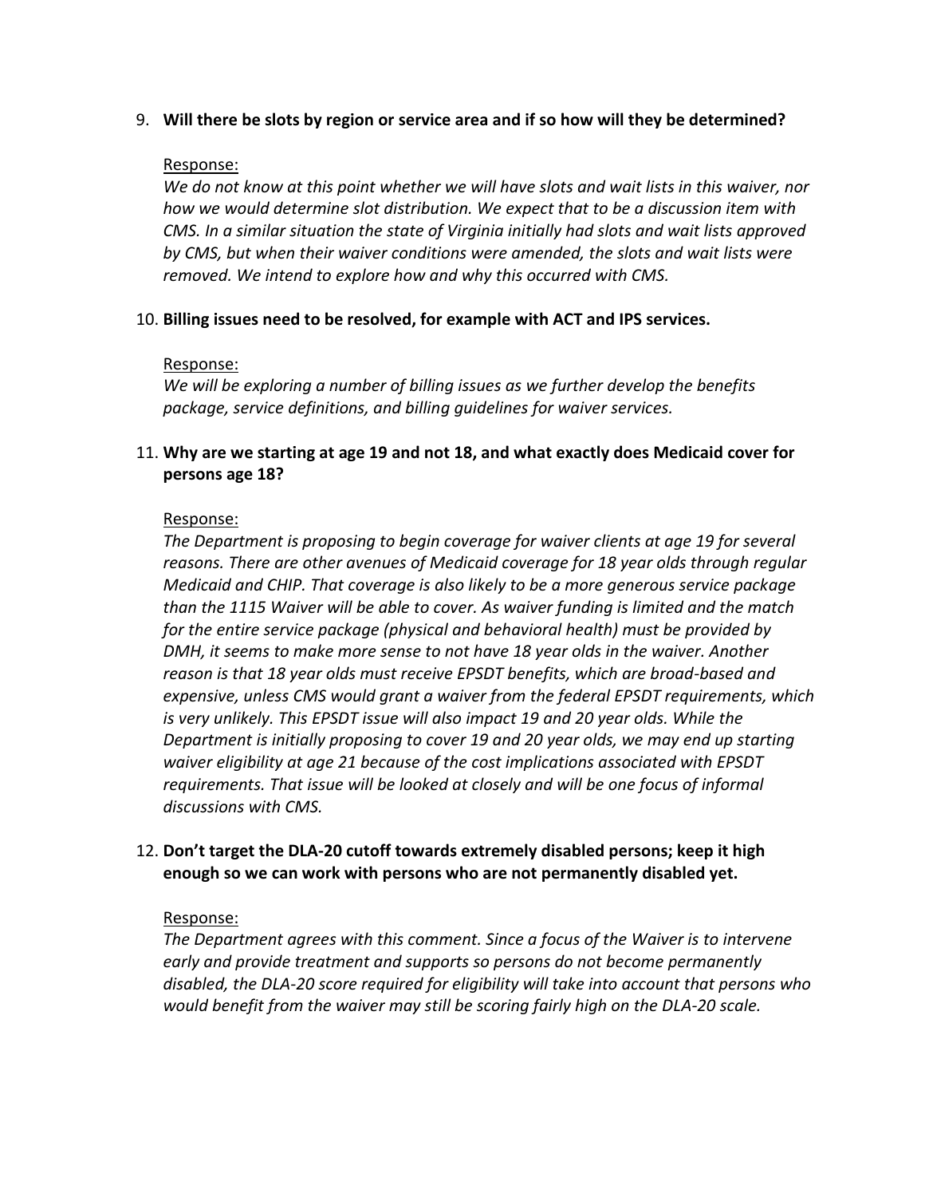9. **Will there be slots by region or service area and if so how will they be determined?**

   Response:
   *We do not know at this point whether we will have slots and wait lists in this waiver, nor how we would determine slot distribution. We expect that to be a discussion item with CMS. In a similar situation the state of Virginia initially had slots and wait lists approved by CMS, but when their waiver conditions were amended, the slots and wait lists were removed. We intend to explore how and why this occurred with CMS.*

10. **Billing issues need to be resolved, for example with ACT and IPS services.**

    Response:
    *We will be exploring a number of billing issues as we further develop the benefits package, service definitions, and billing guidelines for waiver services.*

11. **Why are we starting at age 19 and not 18, and what exactly does Medicaid cover for persons age 18?**

    Response:
    *The Department is proposing to begin coverage for waiver clients at age 19 for several reasons. There are other avenues of Medicaid coverage for 18 year olds through regular Medicaid and CHIP. That coverage is also likely to be a more generous service package than the 1115 Waiver will be able to cover. As waiver funding is limited and the match for the entire service package (physical and behavioral health) must be provided by DMH, it seems to make more sense to not have 18 year olds in the waiver. Another reason is that 18 year olds must receive EPSDT benefits, which are broad-based and expensive, unless CMS would grant a waiver from the federal EPSDT requirements, which is very unlikely. This EPSDT issue will also impact 19 and 20 year olds. While the Department is initially proposing to cover 19 and 20 year olds, we may end up starting waiver eligibility at age 21 because of the cost implications associated with EPSDT requirements. That issue will be looked at closely and will be one focus of informal discussions with CMS.*

12. **Don't target the DLA-20 cutoff towards extremely disabled persons; keep it high enough so we can work with persons who are not permanently disabled yet.**

    Response:
    *The Department agrees with this comment. Since a focus of the Waiver is to intervene early and provide treatment and supports so persons do not become permanently disabled, the DLA-20 score required for eligibility will take into account that persons who would benefit from the waiver may still be scoring fairly high on the DLA-20 scale.*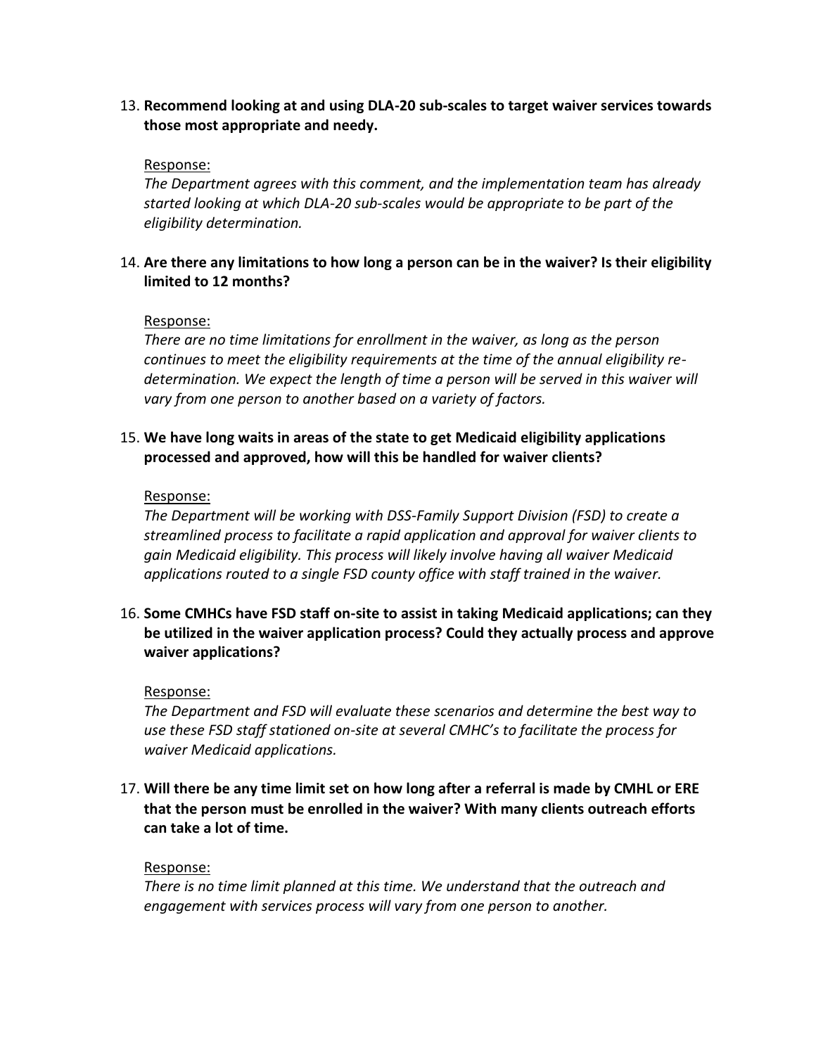13. **Recommend looking at and using DLA-20 sub-scales to target waiver services towards those most appropriate and needy.**

    Response:
    *The Department agrees with this comment, and the implementation team has already started looking at which DLA-20 sub-scales would be appropriate to be part of the eligibility determination.*

14. **Are there any limitations to how long a person can be in the waiver? Is their eligibility limited to 12 months?**

    Response:
    *There are no time limitations for enrollment in the waiver, as long as the person continues to meet the eligibility requirements at the time of the annual eligibility re-determination. We expect the length of time a person will be served in this waiver will vary from one person to another based on a variety of factors.*

15. **We have long waits in areas of the state to get Medicaid eligibility applications processed and approved, how will this be handled for waiver clients?**

    Response:
    *The Department will be working with DSS-Family Support Division (FSD) to create a streamlined process to facilitate a rapid application and approval for waiver clients to gain Medicaid eligibility. This process will likely involve having all waiver Medicaid applications routed to a single FSD county office with staff trained in the waiver.*

16. **Some CMHCs have FSD staff on-site to assist in taking Medicaid applications; can they be utilized in the waiver application process? Could they actually process and approve waiver applications?**

    Response:
    *The Department and FSD will evaluate these scenarios and determine the best way to use these FSD staff stationed on-site at several CMHC's to facilitate the process for waiver Medicaid applications.*

17. **Will there be any time limit set on how long after a referral is made by CMHL or ERE that the person must be enrolled in the waiver? With many clients outreach efforts can take a lot of time.**

    Response:
    *There is no time limit planned at this time. We understand that the outreach and engagement with services process will vary from one person to another.*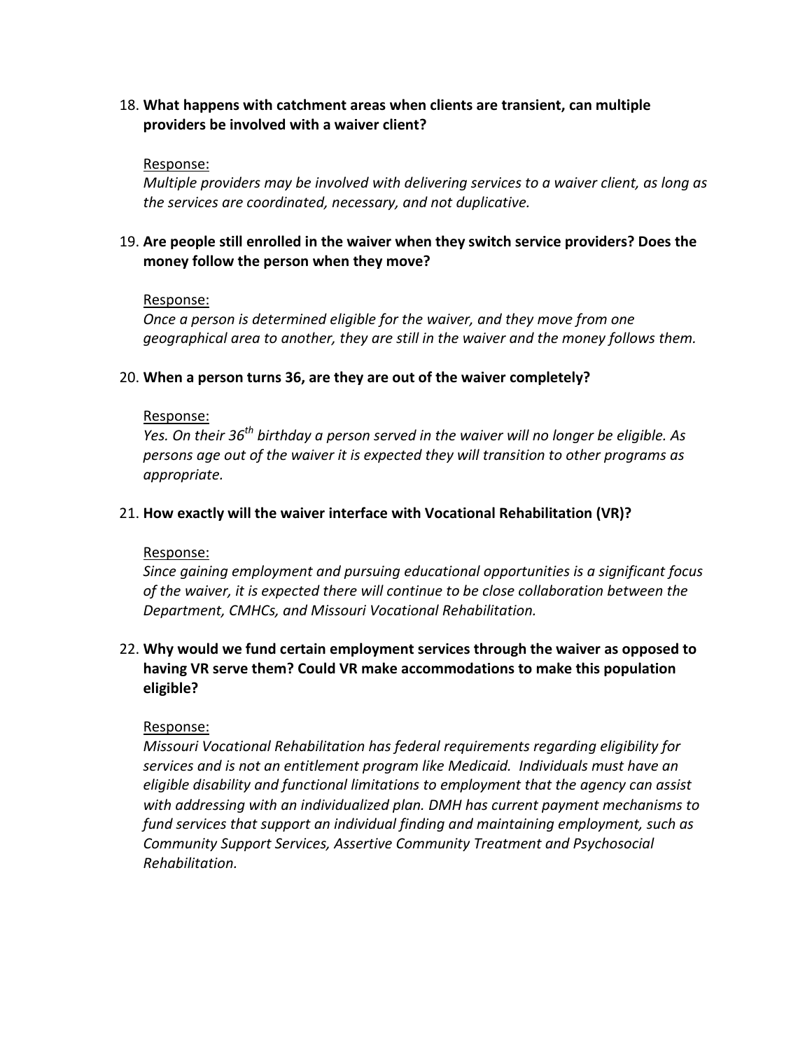18. **What happens with catchment areas when clients are transient, can multiple providers be involved with a waiver client?**

    Response:
    *Multiple providers may be involved with delivering services to a waiver client, as long as the services are coordinated, necessary, and not duplicative.*

19. **Are people still enrolled in the waiver when they switch service providers? Does the money follow the person when they move?**

    Response:
    *Once a person is determined eligible for the waiver, and they move from one geographical area to another, they are still in the waiver and the money follows them.*

20. **When a person turns 36, are they are out of the waiver completely?**

    Response:
    *Yes. On their 36th birthday a person served in the waiver will no longer be eligible. As persons age out of the waiver it is expected they will transition to other programs as appropriate.*

21. **How exactly will the waiver interface with Vocational Rehabilitation (VR)?**

    Response:
    *Since gaining employment and pursuing educational opportunities is a significant focus of the waiver, it is expected there will continue to be close collaboration between the Department, CMHCs, and Missouri Vocational Rehabilitation.*

22. **Why would we fund certain employment services through the waiver as opposed to having VR serve them? Could VR make accommodations to make this population eligible?**

    Response:
    *Missouri Vocational Rehabilitation has federal requirements regarding eligibility for services and is not an entitlement program like Medicaid. Individuals must have an eligible disability and functional limitations to employment that the agency can assist with addressing with an individualized plan. DMH has current payment mechanisms to fund services that support an individual finding and maintaining employment, such as Community Support Services, Assertive Community Treatment and Psychosocial Rehabilitation.*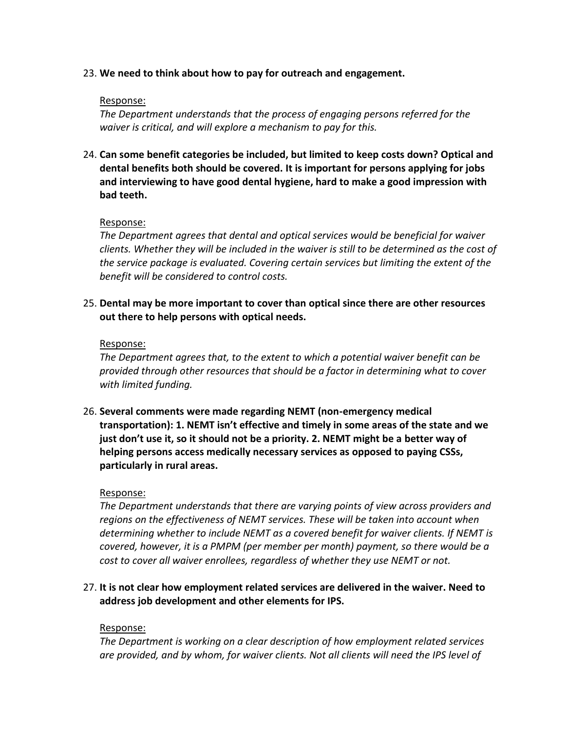23. **We need to think about how to pay for outreach and engagement.**

    Response:
    *The Department understands that the process of engaging persons referred for the waiver is critical, and will explore a mechanism to pay for this.*

24. **Can some benefit categories be included, but limited to keep costs down? Optical and dental benefits both should be covered. It is important for persons applying for jobs and interviewing to have good dental hygiene, hard to make a good impression with bad teeth.**

    Response:
    *The Department agrees that dental and optical services would be beneficial for waiver clients. Whether they will be included in the waiver is still to be determined as the cost of the service package is evaluated. Covering certain services but limiting the extent of the benefit will be considered to control costs.*

25. **Dental may be more important to cover than optical since there are other resources out there to help persons with optical needs.**

    Response:
    *The Department agrees that, to the extent to which a potential waiver benefit can be provided through other resources that should be a factor in determining what to cover with limited funding.*

26. **Several comments were made regarding NEMT (non-emergency medical transportation): 1. NEMT isn't effective and timely in some areas of the state and we just don't use it, so it should not be a priority. 2. NEMT might be a better way of helping persons access medically necessary services as opposed to paying CSSs, particularly in rural areas.**

    Response:
    *The Department understands that there are varying points of view across providers and regions on the effectiveness of NEMT services. These will be taken into account when determining whether to include NEMT as a covered benefit for waiver clients. If NEMT is covered, however, it is a PMPM (per member per month) payment, so there would be a cost to cover all waiver enrollees, regardless of whether they use NEMT or not.*

27. **It is not clear how employment related services are delivered in the waiver. Need to address job development and other elements for IPS.**

    Response:
    *The Department is working on a clear description of how employment related services are provided, and by whom, for waiver clients. Not all clients will need the IPS level of*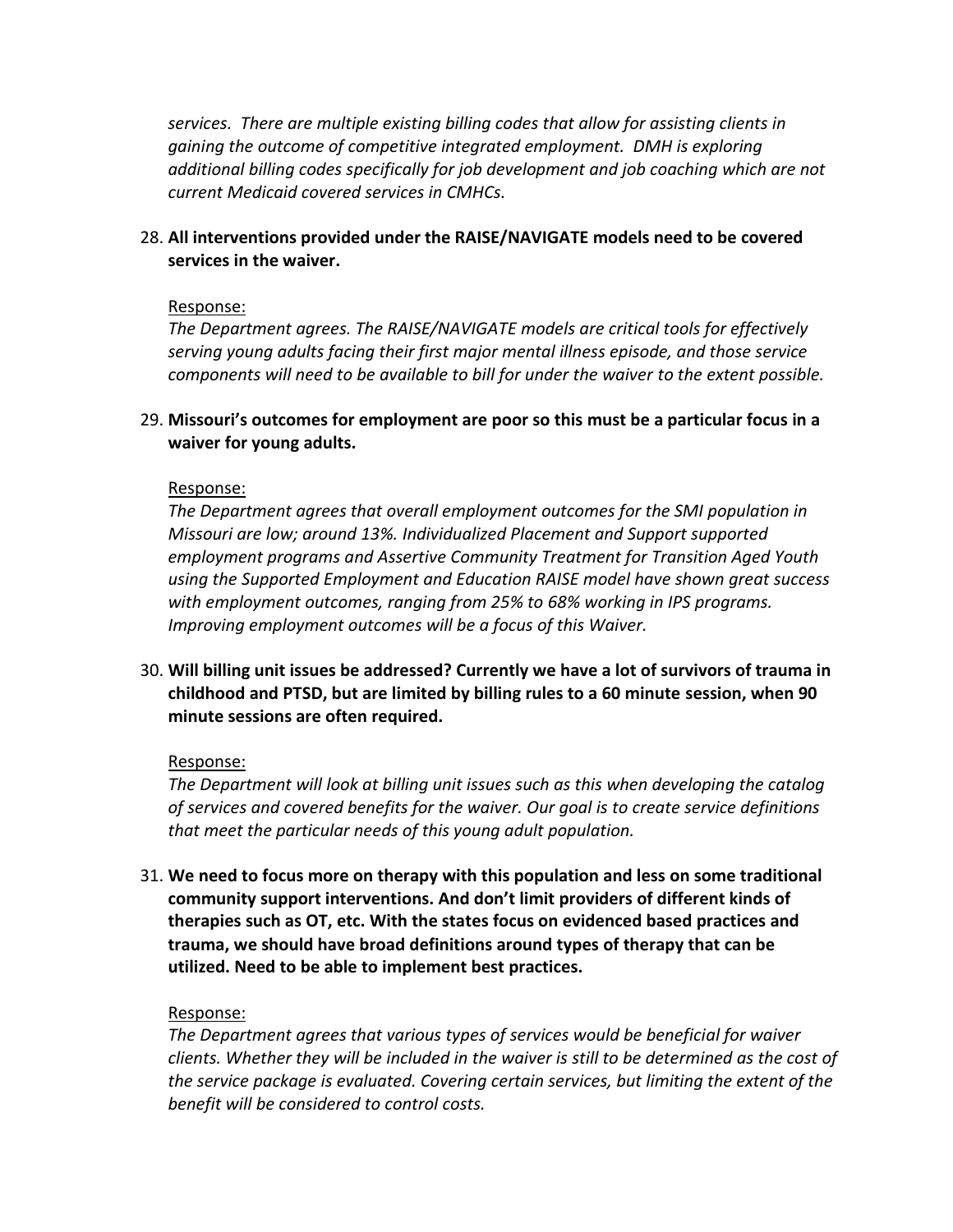*services. There are multiple existing billing codes that allow for assisting clients in gaining the outcome of competitive integrated employment. DMH is exploring additional billing codes specifically for job development and job coaching which are not current Medicaid covered services in CMHCs.*

28. **All interventions provided under the RAISE/NAVIGATE models need to be covered services in the waiver.**

    Response:
    *The Department agrees. The RAISE/NAVIGATE models are critical tools for effectively serving young adults facing their first major mental illness episode, and those service components will need to be available to bill for under the waiver to the extent possible.*

29. **Missouri's outcomes for employment are poor so this must be a particular focus in a waiver for young adults.**

    Response:
    *The Department agrees that overall employment outcomes for the SMI population in Missouri are low; around 13%. Individualized Placement and Support supported employment programs and Assertive Community Treatment for Transition Aged Youth using the Supported Employment and Education RAISE model have shown great success with employment outcomes, ranging from 25% to 68% working in IPS programs. Improving employment outcomes will be a focus of this Waiver.*

30. **Will billing unit issues be addressed? Currently we have a lot of survivors of trauma in childhood and PTSD, but are limited by billing rules to a 60 minute session, when 90 minute sessions are often required.**

    Response:
    *The Department will look at billing unit issues such as this when developing the catalog of services and covered benefits for the waiver. Our goal is to create service definitions that meet the particular needs of this young adult population.*

31. **We need to focus more on therapy with this population and less on some traditional community support interventions. And don't limit providers of different kinds of therapies such as OT, etc. With the states focus on evidenced based practices and trauma, we should have broad definitions around types of therapy that can be utilized. Need to be able to implement best practices.**

    Response:
    *The Department agrees that various types of services would be beneficial for waiver clients. Whether they will be included in the waiver is still to be determined as the cost of the service package is evaluated. Covering certain services, but limiting the extent of the benefit will be considered to control costs.*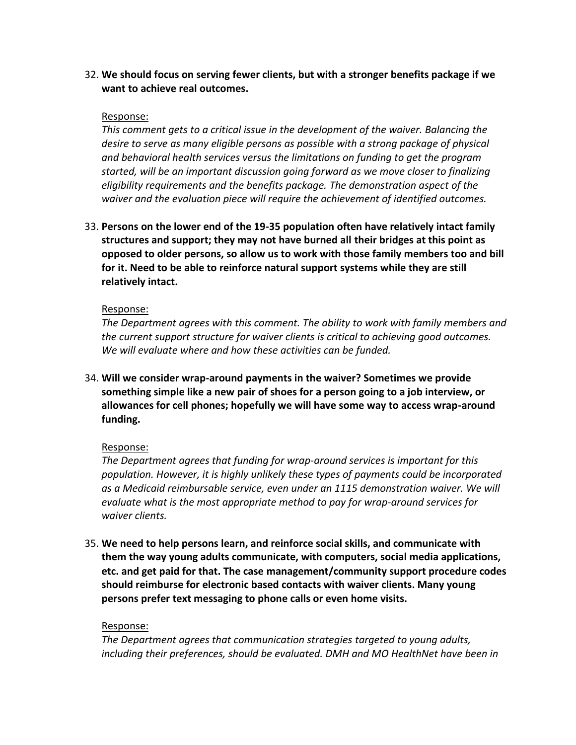32. **We should focus on serving fewer clients, but with a stronger benefits package if we want to achieve real outcomes.**

    Response:

    *This comment gets to a critical issue in the development of the waiver. Balancing the desire to serve as many eligible persons as possible with a strong package of physical and behavioral health services versus the limitations on funding to get the program started, will be an important discussion going forward as we move closer to finalizing eligibility requirements and the benefits package. The demonstration aspect of the waiver and the evaluation piece will require the achievement of identified outcomes.*

33. **Persons on the lower end of the 19-35 population often have relatively intact family structures and support; they may not have burned all their bridges at this point as opposed to older persons, so allow us to work with those family members too and bill for it. Need to be able to reinforce natural support systems while they are still relatively intact.**

    Response:

    *The Department agrees with this comment. The ability to work with family members and the current support structure for waiver clients is critical to achieving good outcomes. We will evaluate where and how these activities can be funded.*

34. **Will we consider wrap-around payments in the waiver? Sometimes we provide something simple like a new pair of shoes for a person going to a job interview, or allowances for cell phones; hopefully we will have some way to access wrap-around funding.**

    Response:

    *The Department agrees that funding for wrap-around services is important for this population. However, it is highly unlikely these types of payments could be incorporated as a Medicaid reimbursable service, even under an 1115 demonstration waiver. We will evaluate what is the most appropriate method to pay for wrap-around services for waiver clients.*

35. **We need to help persons learn, and reinforce social skills, and communicate with them the way young adults communicate, with computers, social media applications, etc. and get paid for that. The case management/community support procedure codes should reimburse for electronic based contacts with waiver clients. Many young persons prefer text messaging to phone calls or even home visits.**

    Response:

    *The Department agrees that communication strategies targeted to young adults, including their preferences, should be evaluated. DMH and MO HealthNet have been in*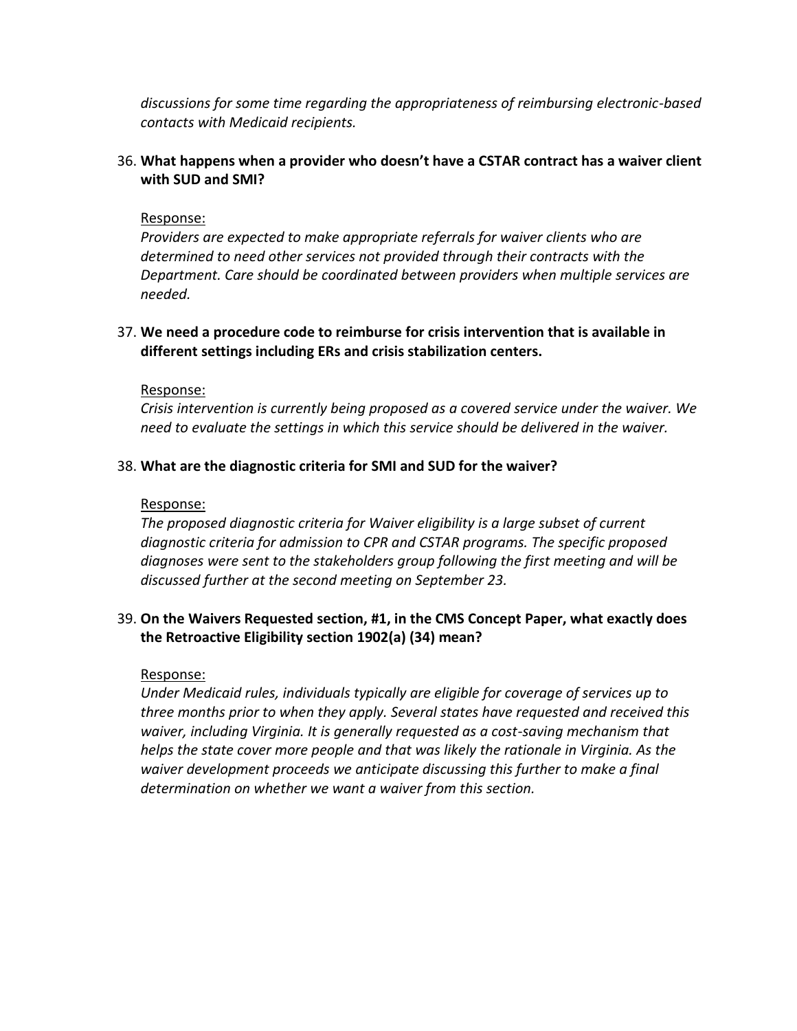*discussions for some time regarding the appropriateness of reimbursing electronic-based contacts with Medicaid recipients.*

36. **What happens when a provider who doesn't have a CSTAR contract has a waiver client with SUD and SMI?**

    Response:

    *Providers are expected to make appropriate referrals for waiver clients who are determined to need other services not provided through their contracts with the Department. Care should be coordinated between providers when multiple services are needed.*

37. **We need a procedure code to reimburse for crisis intervention that is available in different settings including ERs and crisis stabilization centers.**

    Response:

    *Crisis intervention is currently being proposed as a covered service under the waiver. We need to evaluate the settings in which this service should be delivered in the waiver.*

38. **What are the diagnostic criteria for SMI and SUD for the waiver?**

    Response:

    *The proposed diagnostic criteria for Waiver eligibility is a large subset of current diagnostic criteria for admission to CPR and CSTAR programs. The specific proposed diagnoses were sent to the stakeholders group following the first meeting and will be discussed further at the second meeting on September 23.*

39. **On the Waivers Requested section, #1, in the CMS Concept Paper, what exactly does the Retroactive Eligibility section 1902(a) (34) mean?**

    Response:

    *Under Medicaid rules, individuals typically are eligible for coverage of services up to three months prior to when they apply. Several states have requested and received this waiver, including Virginia. It is generally requested as a cost-saving mechanism that helps the state cover more people and that was likely the rationale in Virginia. As the waiver development proceeds we anticipate discussing this further to make a final determination on whether we want a waiver from this section.*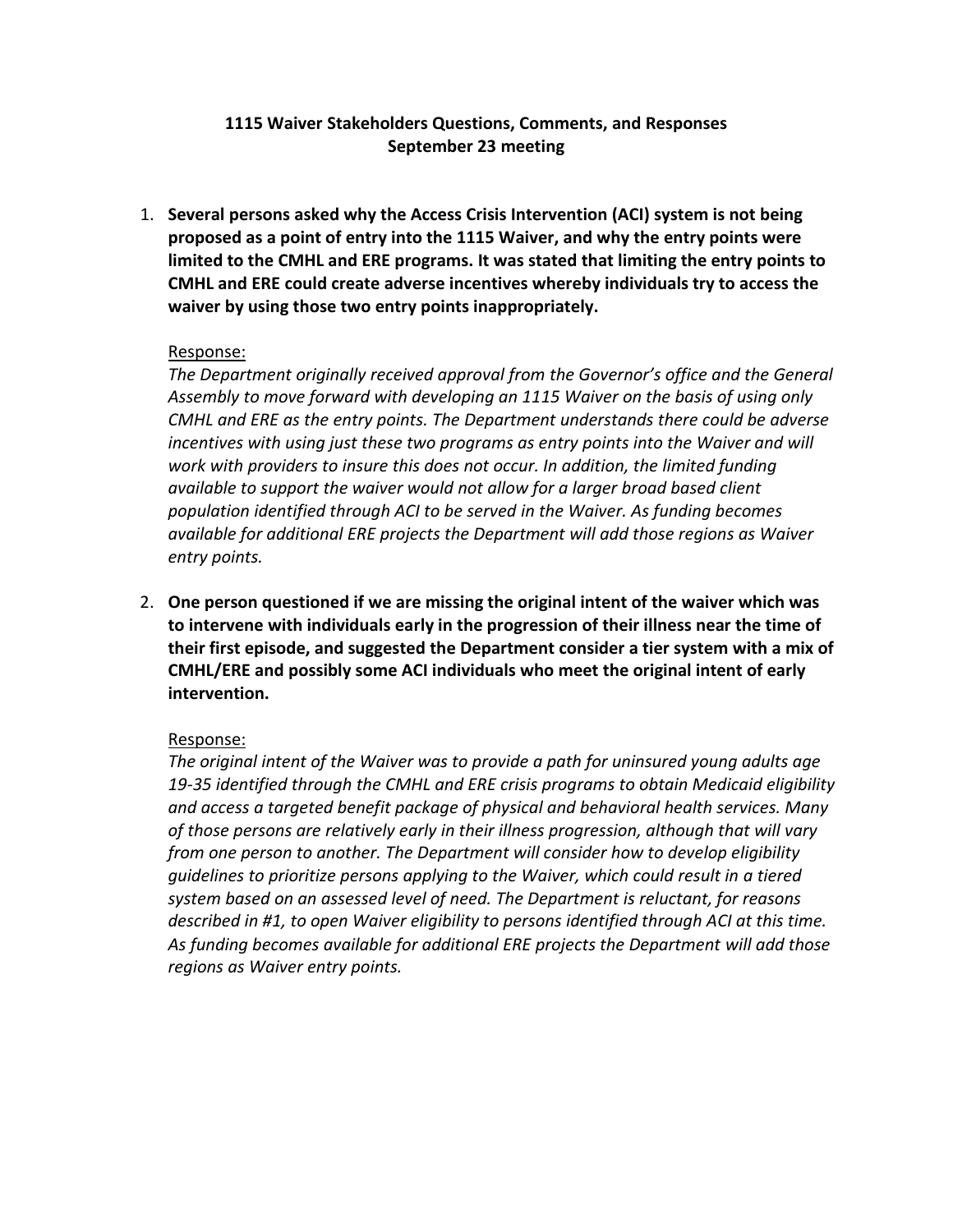**1115 Waiver Stakeholders Questions, Comments, and Responses**
**September 23 meeting**

1. **Several persons asked why the Access Crisis Intervention (ACI) system is not being proposed as a point of entry into the 1115 Waiver, and why the entry points were limited to the CMHL and ERE programs. It was stated that limiting the entry points to CMHL and ERE could create adverse incentives whereby individuals try to access the waiver by using those two entry points inappropriately.**

   Response:
   *The Department originally received approval from the Governor's office and the General Assembly to move forward with developing an 1115 Waiver on the basis of using only CMHL and ERE as the entry points. The Department understands there could be adverse incentives with using just these two programs as entry points into the Waiver and will work with providers to insure this does not occur. In addition, the limited funding available to support the waiver would not allow for a larger broad based client population identified through ACI to be served in the Waiver. As funding becomes available for additional ERE projects the Department will add those regions as Waiver entry points.*

2. **One person questioned if we are missing the original intent of the waiver which was to intervene with individuals early in the progression of their illness near the time of their first episode, and suggested the Department consider a tier system with a mix of CMHL/ERE and possibly some ACI individuals who meet the original intent of early intervention.**

   Response:
   *The original intent of the Waiver was to provide a path for uninsured young adults age 19-35 identified through the CMHL and ERE crisis programs to obtain Medicaid eligibility and access a targeted benefit package of physical and behavioral health services. Many of those persons are relatively early in their illness progression, although that will vary from one person to another. The Department will consider how to develop eligibility guidelines to prioritize persons applying to the Waiver, which could result in a tiered system based on an assessed level of need. The Department is reluctant, for reasons described in #1, to open Waiver eligibility to persons identified through ACI at this time. As funding becomes available for additional ERE projects the Department will add those regions as Waiver entry points.*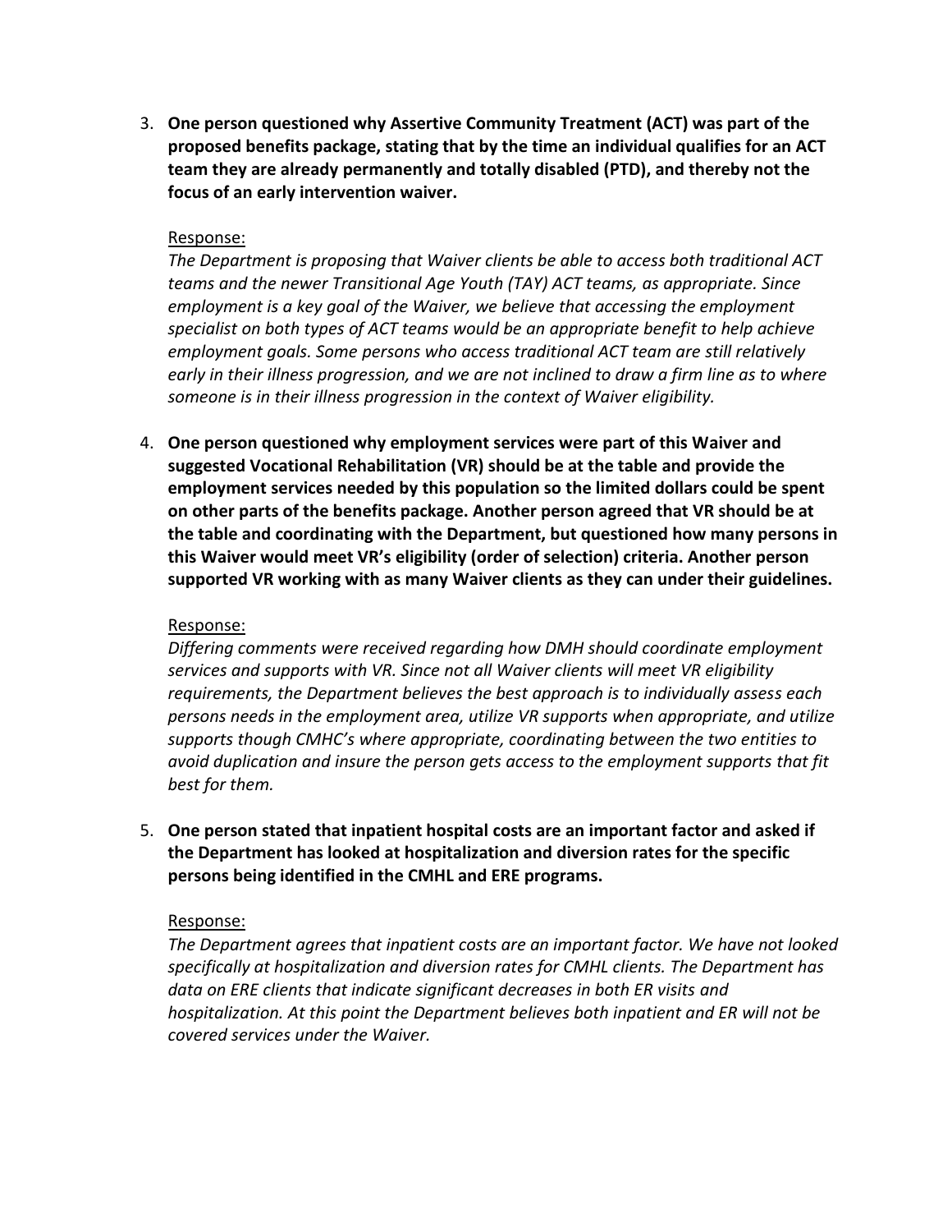3. **One person questioned why Assertive Community Treatment (ACT) was part of the proposed benefits package, stating that by the time an individual qualifies for an ACT team they are already permanently and totally disabled (PTD), and thereby not the focus of an early intervention waiver.**

   <u>Response:</u>
   *The Department is proposing that Waiver clients be able to access both traditional ACT teams and the newer Transitional Age Youth (TAY) ACT teams, as appropriate. Since employment is a key goal of the Waiver, we believe that accessing the employment specialist on both types of ACT teams would be an appropriate benefit to help achieve employment goals. Some persons who access traditional ACT team are still relatively early in their illness progression, and we are not inclined to draw a firm line as to where someone is in their illness progression in the context of Waiver eligibility.*

4. **One person questioned why employment services were part of this Waiver and suggested Vocational Rehabilitation (VR) should be at the table and provide the employment services needed by this population so the limited dollars could be spent on other parts of the benefits package. Another person agreed that VR should be at the table and coordinating with the Department, but questioned how many persons in this Waiver would meet VR's eligibility (order of selection) criteria. Another person supported VR working with as many Waiver clients as they can under their guidelines.**

   <u>Response:</u>
   *Differing comments were received regarding how DMH should coordinate employment services and supports with VR. Since not all Waiver clients will meet VR eligibility requirements, the Department believes the best approach is to individually assess each persons needs in the employment area, utilize VR supports when appropriate, and utilize supports though CMHC's where appropriate, coordinating between the two entities to avoid duplication and insure the person gets access to the employment supports that fit best for them.*

5. **One person stated that inpatient hospital costs are an important factor and asked if the Department has looked at hospitalization and diversion rates for the specific persons being identified in the CMHL and ERE programs.**

   <u>Response:</u>
   *The Department agrees that inpatient costs are an important factor. We have not looked specifically at hospitalization and diversion rates for CMHL clients. The Department has data on ERE clients that indicate significant decreases in both ER visits and hospitalization. At this point the Department believes both inpatient and ER will not be covered services under the Waiver.*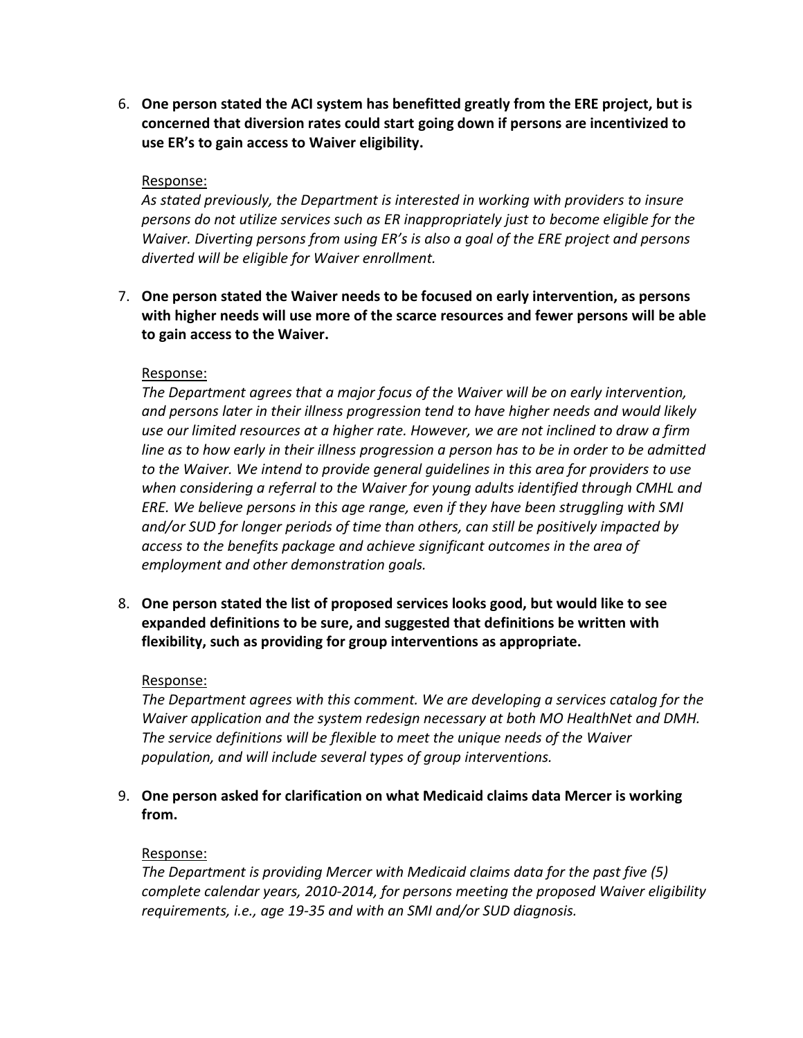6. **One person stated the ACI system has benefitted greatly from the ERE project, but is concerned that diversion rates could start going down if persons are incentivized to use ER's to gain access to Waiver eligibility.**

   Response:
   *As stated previously, the Department is interested in working with providers to insure persons do not utilize services such as ER inappropriately just to become eligible for the Waiver. Diverting persons from using ER's is also a goal of the ERE project and persons diverted will be eligible for Waiver enrollment.*

7. **One person stated the Waiver needs to be focused on early intervention, as persons with higher needs will use more of the scarce resources and fewer persons will be able to gain access to the Waiver.**

   Response:
   *The Department agrees that a major focus of the Waiver will be on early intervention, and persons later in their illness progression tend to have higher needs and would likely use our limited resources at a higher rate. However, we are not inclined to draw a firm line as to how early in their illness progression a person has to be in order to be admitted to the Waiver. We intend to provide general guidelines in this area for providers to use when considering a referral to the Waiver for young adults identified through CMHL and ERE. We believe persons in this age range, even if they have been struggling with SMI and/or SUD for longer periods of time than others, can still be positively impacted by access to the benefits package and achieve significant outcomes in the area of employment and other demonstration goals.*

8. **One person stated the list of proposed services looks good, but would like to see expanded definitions to be sure, and suggested that definitions be written with flexibility, such as providing for group interventions as appropriate.**

   Response:
   *The Department agrees with this comment. We are developing a services catalog for the Waiver application and the system redesign necessary at both MO HealthNet and DMH. The service definitions will be flexible to meet the unique needs of the Waiver population, and will include several types of group interventions.*

9. **One person asked for clarification on what Medicaid claims data Mercer is working from.**

   Response:
   *The Department is providing Mercer with Medicaid claims data for the past five (5) complete calendar years, 2010-2014, for persons meeting the proposed Waiver eligibility requirements, i.e., age 19-35 and with an SMI and/or SUD diagnosis.*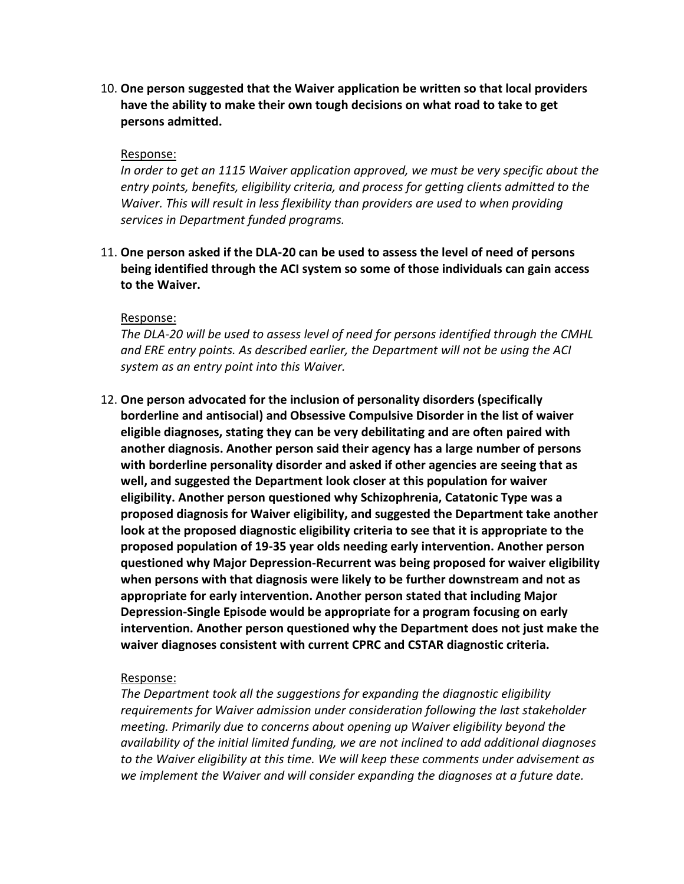10. **One person suggested that the Waiver application be written so that local providers have the ability to make their own tough decisions on what road to take to get persons admitted.**

    Response:
    *In order to get an 1115 Waiver application approved, we must be very specific about the entry points, benefits, eligibility criteria, and process for getting clients admitted to the Waiver. This will result in less flexibility than providers are used to when providing services in Department funded programs.*

11. **One person asked if the DLA-20 can be used to assess the level of need of persons being identified through the ACI system so some of those individuals can gain access to the Waiver.**

    Response:
    *The DLA-20 will be used to assess level of need for persons identified through the CMHL and ERE entry points. As described earlier, the Department will not be using the ACI system as an entry point into this Waiver.*

12. **One person advocated for the inclusion of personality disorders (specifically borderline and antisocial) and Obsessive Compulsive Disorder in the list of waiver eligible diagnoses, stating they can be very debilitating and are often paired with another diagnosis. Another person said their agency has a large number of persons with borderline personality disorder and asked if other agencies are seeing that as well, and suggested the Department look closer at this population for waiver eligibility. Another person questioned why Schizophrenia, Catatonic Type was a proposed diagnosis for Waiver eligibility, and suggested the Department take another look at the proposed diagnostic eligibility criteria to see that it is appropriate to the proposed population of 19-35 year olds needing early intervention. Another person questioned why Major Depression-Recurrent was being proposed for waiver eligibility when persons with that diagnosis were likely to be further downstream and not as appropriate for early intervention. Another person stated that including Major Depression-Single Episode would be appropriate for a program focusing on early intervention. Another person questioned why the Department does not just make the waiver diagnoses consistent with current CPRC and CSTAR diagnostic criteria.**

    Response:
    *The Department took all the suggestions for expanding the diagnostic eligibility requirements for Waiver admission under consideration following the last stakeholder meeting. Primarily due to concerns about opening up Waiver eligibility beyond the availability of the initial limited funding, we are not inclined to add additional diagnoses to the Waiver eligibility at this time. We will keep these comments under advisement as we implement the Waiver and will consider expanding the diagnoses at a future date.*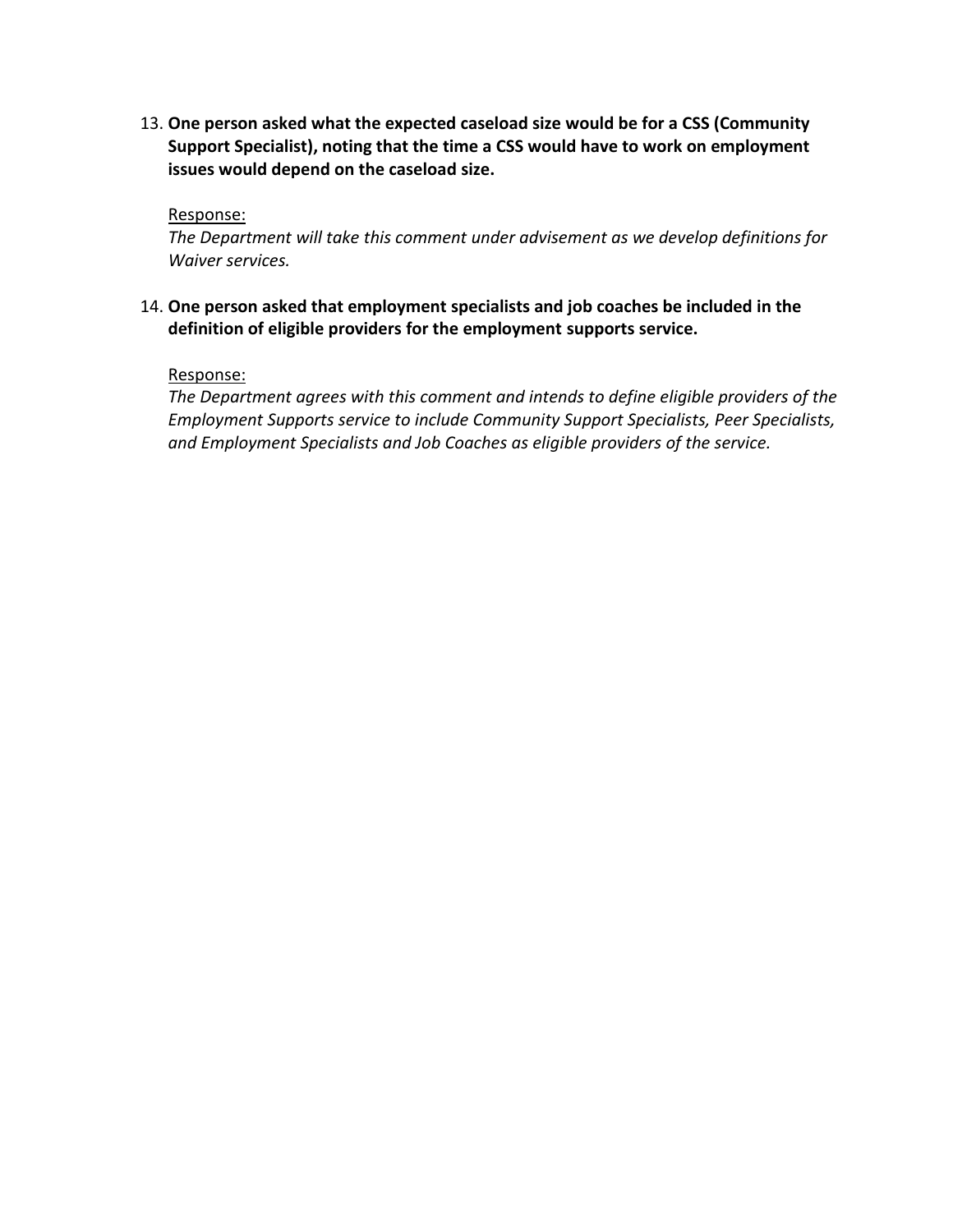13. **One person asked what the expected caseload size would be for a CSS (Community Support Specialist), noting that the time a CSS would have to work on employment issues would depend on the caseload size.**

    Response:
    *The Department will take this comment under advisement as we develop definitions for Waiver services.*

14. **One person asked that employment specialists and job coaches be included in the definition of eligible providers for the employment supports service.**

    Response:
    *The Department agrees with this comment and intends to define eligible providers of the Employment Supports service to include Community Support Specialists, Peer Specialists, and Employment Specialists and Job Coaches as eligible providers of the service.*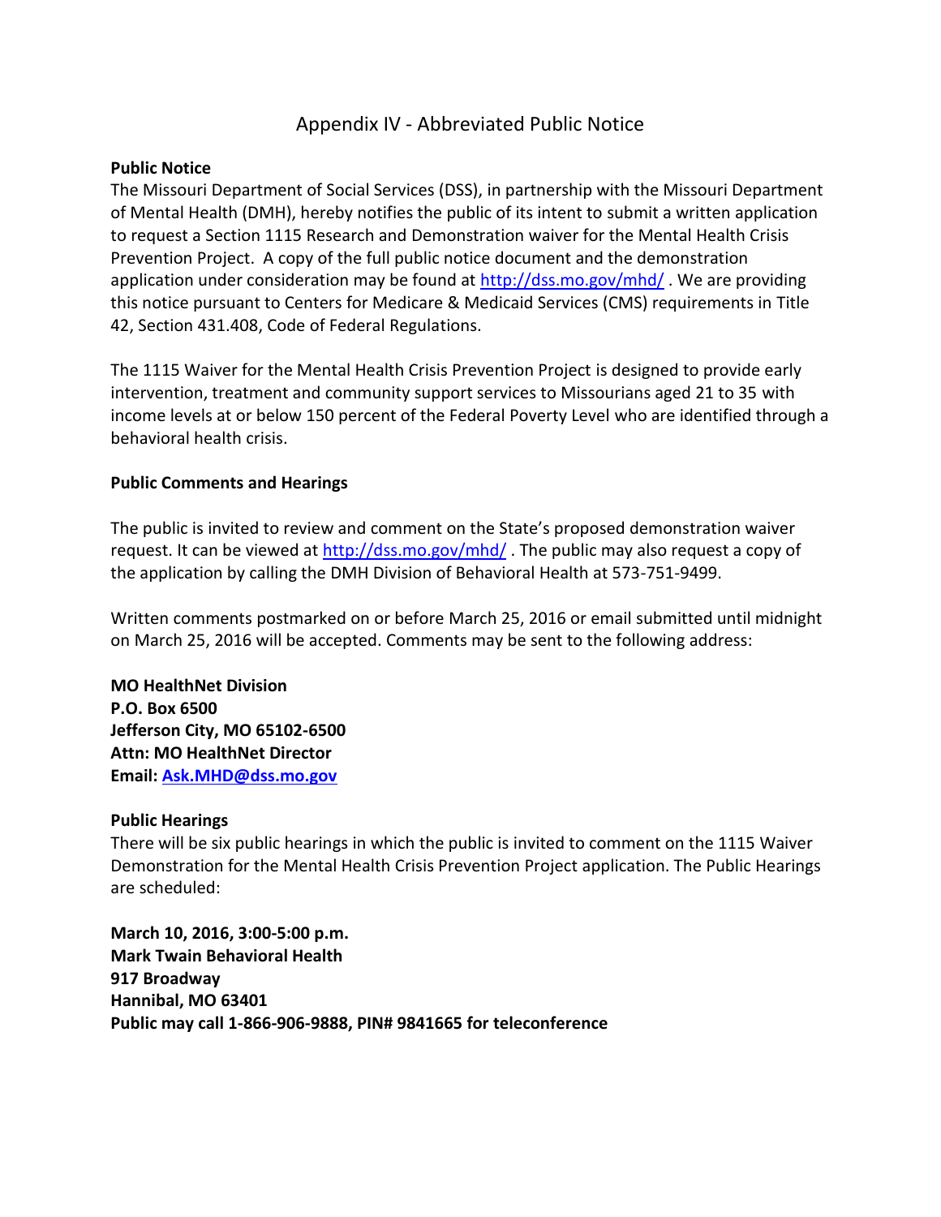## Appendix IV - Abbreviated Public Notice

**Public Notice**

The Missouri Department of Social Services (DSS), in partnership with the Missouri Department of Mental Health (DMH), hereby notifies the public of its intent to submit a written application to request a Section 1115 Research and Demonstration waiver for the Mental Health Crisis Prevention Project. A copy of the full public notice document and the demonstration application under consideration may be found at http://dss.mo.gov/mhd/ . We are providing this notice pursuant to Centers for Medicare & Medicaid Services (CMS) requirements in Title 42, Section 431.408, Code of Federal Regulations.

The 1115 Waiver for the Mental Health Crisis Prevention Project is designed to provide early intervention, treatment and community support services to Missourians aged 21 to 35 with income levels at or below 150 percent of the Federal Poverty Level who are identified through a behavioral health crisis.

**Public Comments and Hearings**

The public is invited to review and comment on the State's proposed demonstration waiver request. It can be viewed at http://dss.mo.gov/mhd/ . The public may also request a copy of the application by calling the DMH Division of Behavioral Health at 573-751-9499.

Written comments postmarked on or before March 25, 2016 or email submitted until midnight on March 25, 2016 will be accepted. Comments may be sent to the following address:

**MO HealthNet Division**
**P.O. Box 6500**
**Jefferson City, MO 65102-6500**
**Attn: MO HealthNet Director**
**Email: Ask.MHD@dss.mo.gov**

**Public Hearings**

There will be six public hearings in which the public is invited to comment on the 1115 Waiver Demonstration for the Mental Health Crisis Prevention Project application. The Public Hearings are scheduled:

**March 10, 2016, 3:00-5:00 p.m.**
**Mark Twain Behavioral Health**
**917 Broadway**
**Hannibal, MO 63401**
**Public may call 1-866-906-9888, PIN# 9841665 for teleconference**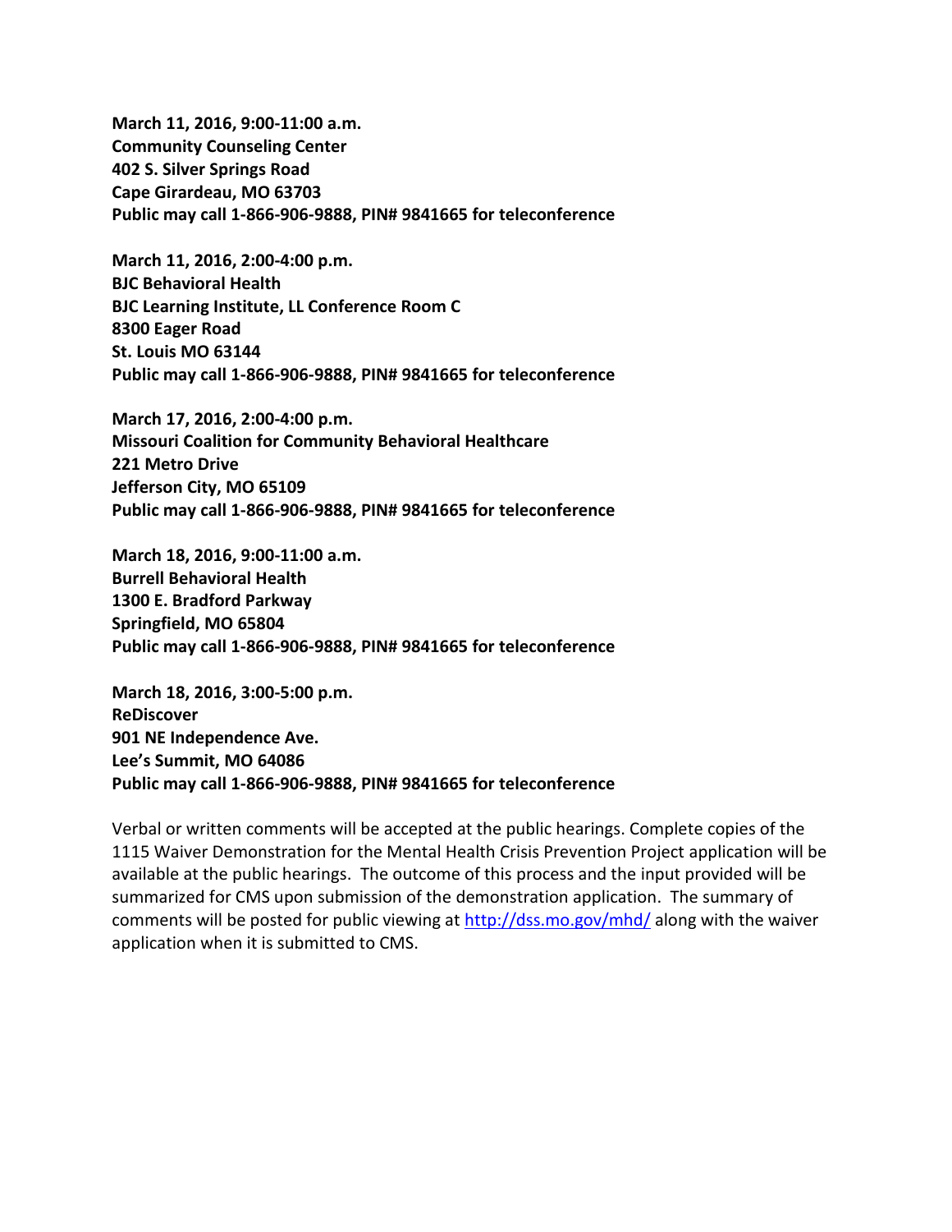**March 11, 2016, 9:00-11:00 a.m.**
**Community Counseling Center**
**402 S. Silver Springs Road**
**Cape Girardeau, MO 63703**
**Public may call 1-866-906-9888, PIN# 9841665 for teleconference**

**March 11, 2016, 2:00-4:00 p.m.**
**BJC Behavioral Health**
**BJC Learning Institute, LL Conference Room C**
**8300 Eager Road**
**St. Louis MO 63144**
**Public may call 1-866-906-9888, PIN# 9841665 for teleconference**

**March 17, 2016, 2:00-4:00 p.m.**
**Missouri Coalition for Community Behavioral Healthcare**
**221 Metro Drive**
**Jefferson City, MO 65109**
**Public may call 1-866-906-9888, PIN# 9841665 for teleconference**

**March 18, 2016, 9:00-11:00 a.m.**
**Burrell Behavioral Health**
**1300 E. Bradford Parkway**
**Springfield, MO 65804**
**Public may call 1-866-906-9888, PIN# 9841665 for teleconference**

**March 18, 2016, 3:00-5:00 p.m.**
**ReDiscover**
**901 NE Independence Ave.**
**Lee's Summit, MO 64086**
**Public may call 1-866-906-9888, PIN# 9841665 for teleconference**

Verbal or written comments will be accepted at the public hearings. Complete copies of the 1115 Waiver Demonstration for the Mental Health Crisis Prevention Project application will be available at the public hearings. The outcome of this process and the input provided will be summarized for CMS upon submission of the demonstration application. The summary of comments will be posted for public viewing at http://dss.mo.gov/mhd/ along with the waiver application when it is submitted to CMS.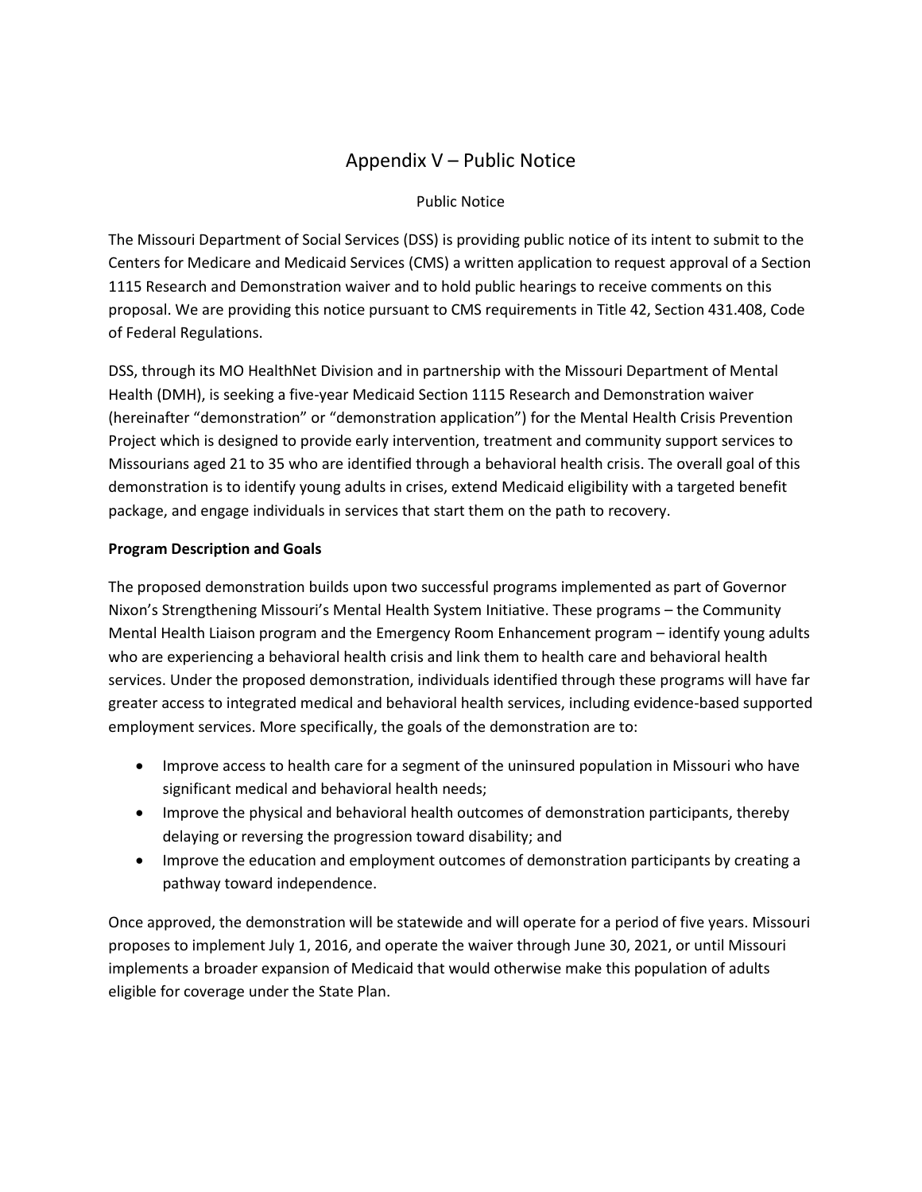# Appendix V – Public Notice

Public Notice

The Missouri Department of Social Services (DSS) is providing public notice of its intent to submit to the Centers for Medicare and Medicaid Services (CMS) a written application to request approval of a Section 1115 Research and Demonstration waiver and to hold public hearings to receive comments on this proposal. We are providing this notice pursuant to CMS requirements in Title 42, Section 431.408, Code of Federal Regulations.

DSS, through its MO HealthNet Division and in partnership with the Missouri Department of Mental Health (DMH), is seeking a five-year Medicaid Section 1115 Research and Demonstration waiver (hereinafter "demonstration" or "demonstration application") for the Mental Health Crisis Prevention Project which is designed to provide early intervention, treatment and community support services to Missourians aged 21 to 35 who are identified through a behavioral health crisis. The overall goal of this demonstration is to identify young adults in crises, extend Medicaid eligibility with a targeted benefit package, and engage individuals in services that start them on the path to recovery.

**Program Description and Goals**

The proposed demonstration builds upon two successful programs implemented as part of Governor Nixon's Strengthening Missouri's Mental Health System Initiative. These programs – the Community Mental Health Liaison program and the Emergency Room Enhancement program – identify young adults who are experiencing a behavioral health crisis and link them to health care and behavioral health services. Under the proposed demonstration, individuals identified through these programs will have far greater access to integrated medical and behavioral health services, including evidence-based supported employment services. More specifically, the goals of the demonstration are to:

- Improve access to health care for a segment of the uninsured population in Missouri who have significant medical and behavioral health needs;
- Improve the physical and behavioral health outcomes of demonstration participants, thereby delaying or reversing the progression toward disability; and
- Improve the education and employment outcomes of demonstration participants by creating a pathway toward independence.

Once approved, the demonstration will be statewide and will operate for a period of five years. Missouri proposes to implement July 1, 2016, and operate the waiver through June 30, 2021, or until Missouri implements a broader expansion of Medicaid that would otherwise make this population of adults eligible for coverage under the State Plan.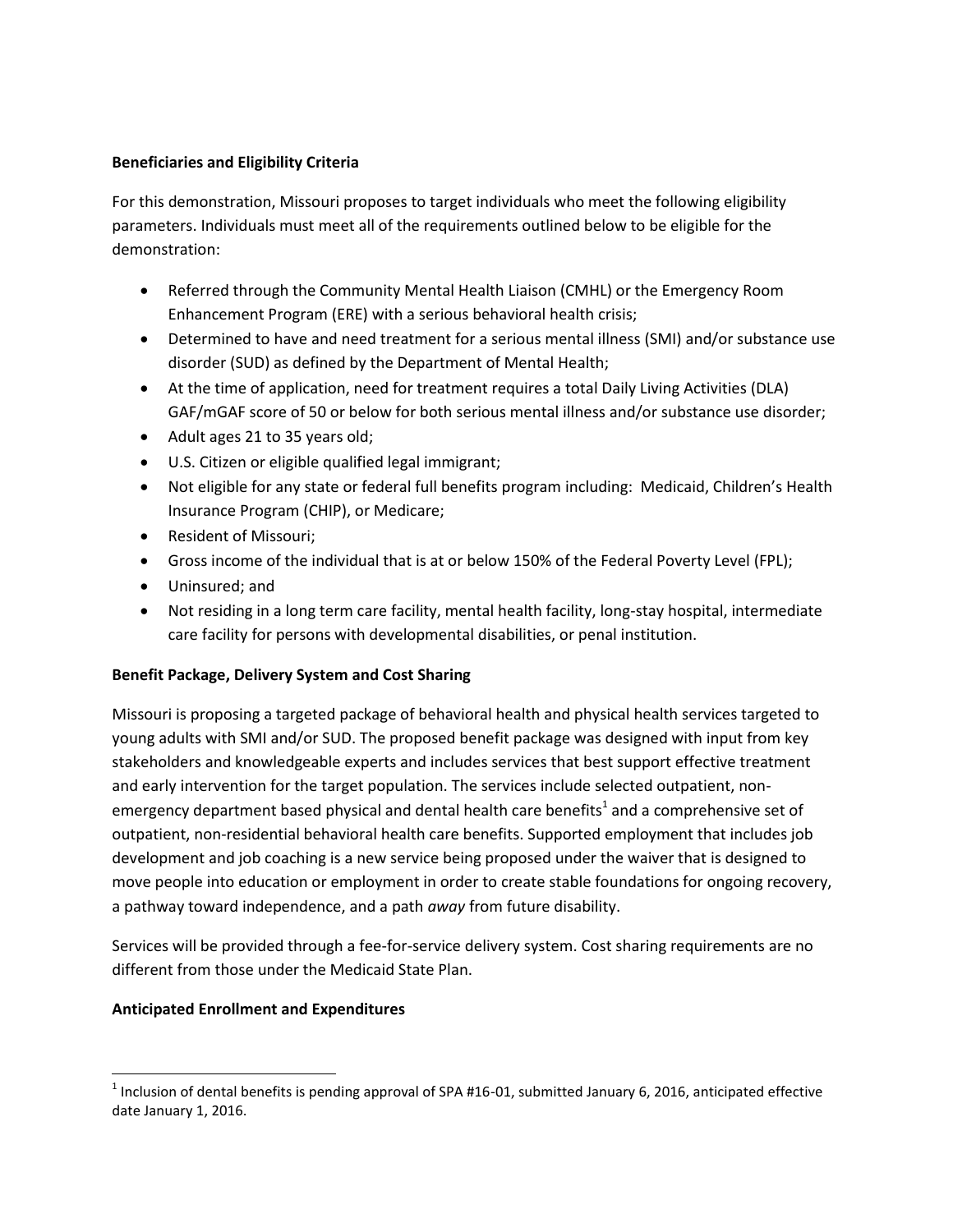**Beneficiaries and Eligibility Criteria**

For this demonstration, Missouri proposes to target individuals who meet the following eligibility parameters. Individuals must meet all of the requirements outlined below to be eligible for the demonstration:

- Referred through the Community Mental Health Liaison (CMHL) or the Emergency Room Enhancement Program (ERE) with a serious behavioral health crisis;
- Determined to have and need treatment for a serious mental illness (SMI) and/or substance use disorder (SUD) as defined by the Department of Mental Health;
- At the time of application, need for treatment requires a total Daily Living Activities (DLA) GAF/mGAF score of 50 or below for both serious mental illness and/or substance use disorder;
- Adult ages 21 to 35 years old;
- U.S. Citizen or eligible qualified legal immigrant;
- Not eligible for any state or federal full benefits program including: Medicaid, Children's Health Insurance Program (CHIP), or Medicare;
- Resident of Missouri;
- Gross income of the individual that is at or below 150% of the Federal Poverty Level (FPL);
- Uninsured; and
- Not residing in a long term care facility, mental health facility, long-stay hospital, intermediate care facility for persons with developmental disabilities, or penal institution.

**Benefit Package, Delivery System and Cost Sharing**

Missouri is proposing a targeted package of behavioral health and physical health services targeted to young adults with SMI and/or SUD. The proposed benefit package was designed with input from key stakeholders and knowledgeable experts and includes services that best support effective treatment and early intervention for the target population. The services include selected outpatient, non-emergency department based physical and dental health care benefits[1] and a comprehensive set of outpatient, non-residential behavioral health care benefits. Supported employment that includes job development and job coaching is a new service being proposed under the waiver that is designed to move people into education or employment in order to create stable foundations for ongoing recovery, a pathway toward independence, and a path *away* from future disability.

Services will be provided through a fee-for-service delivery system. Cost sharing requirements are no different from those under the Medicaid State Plan.

**Anticipated Enrollment and Expenditures**

[1] Inclusion of dental benefits is pending approval of SPA #16-01, submitted January 6, 2016, anticipated effective date January 1, 2016.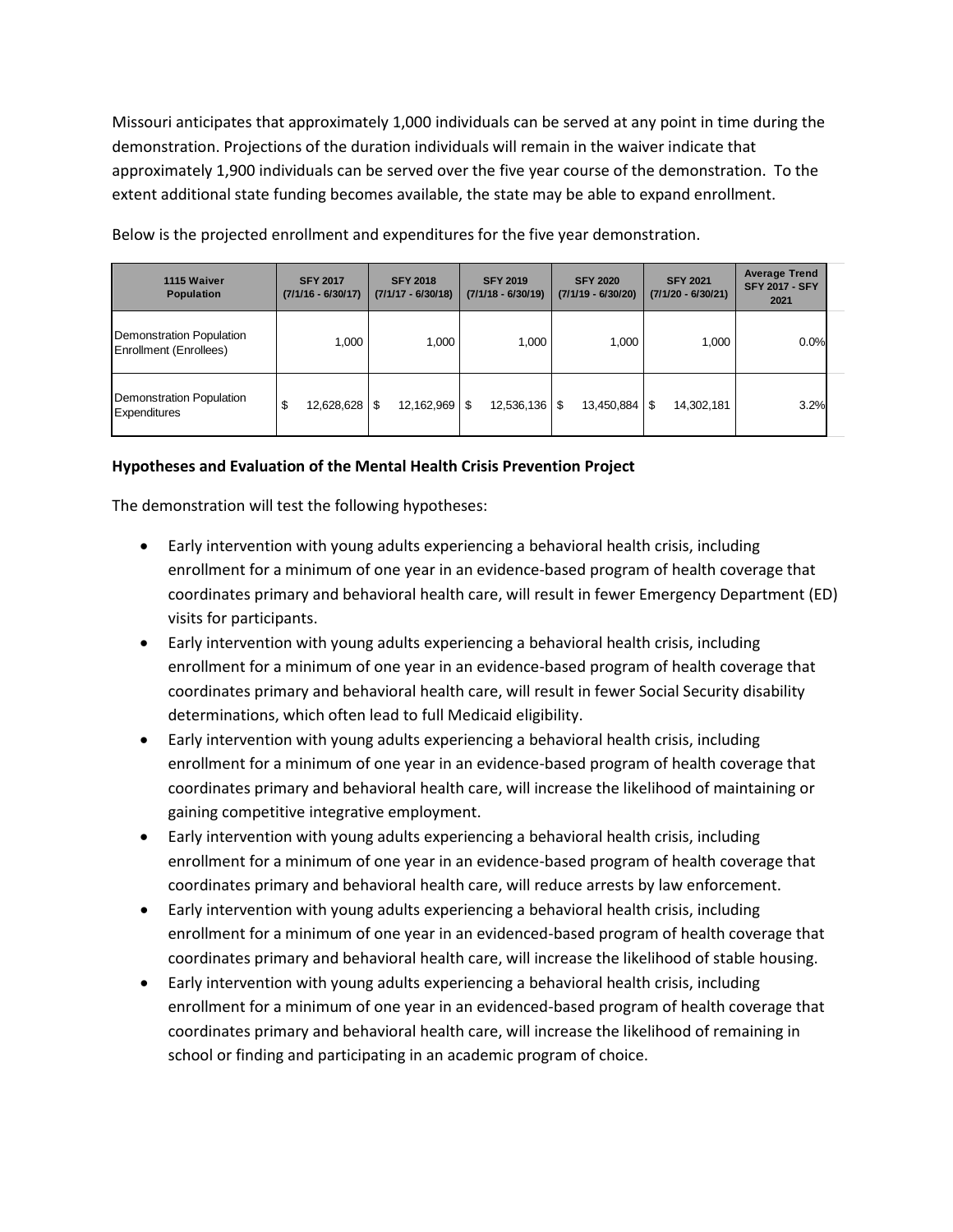Missouri anticipates that approximately 1,000 individuals can be served at any point in time during the demonstration. Projections of the duration individuals will remain in the waiver indicate that approximately 1,900 individuals can be served over the five year course of the demonstration. To the extent additional state funding becomes available, the state may be able to expand enrollment.

Below is the projected enrollment and expenditures for the five year demonstration.

| 1115 Waiver Population | SFY 2017 (7/1/16 - 6/30/17) | SFY 2018 (7/1/17 - 6/30/18) | SFY 2019 (7/1/18 - 6/30/19) | SFY 2020 (7/1/19 - 6/30/20) | SFY 2021 (7/1/20 - 6/30/21) | Average Trend SFY 2017 - SFY 2021 |
|---|---|---|---|---|---|---|
| Demonstration Population Enrollment (Enrollees) | 1,000 | 1,000 | 1,000 | 1,000 | 1,000 | 0.0% |
| Demonstration Population Expenditures | $ 12,628,628 | $ 12,162,969 | $ 12,536,136 | $ 13,450,884 | $ 14,302,181 | 3.2% |

**Hypotheses and Evaluation of the Mental Health Crisis Prevention Project**

The demonstration will test the following hypotheses:

- Early intervention with young adults experiencing a behavioral health crisis, including enrollment for a minimum of one year in an evidence-based program of health coverage that coordinates primary and behavioral health care, will result in fewer Emergency Department (ED) visits for participants.
- Early intervention with young adults experiencing a behavioral health crisis, including enrollment for a minimum of one year in an evidence-based program of health coverage that coordinates primary and behavioral health care, will result in fewer Social Security disability determinations, which often lead to full Medicaid eligibility.
- Early intervention with young adults experiencing a behavioral health crisis, including enrollment for a minimum of one year in an evidence-based program of health coverage that coordinates primary and behavioral health care, will increase the likelihood of maintaining or gaining competitive integrative employment.
- Early intervention with young adults experiencing a behavioral health crisis, including enrollment for a minimum of one year in an evidence-based program of health coverage that coordinates primary and behavioral health care, will reduce arrests by law enforcement.
- Early intervention with young adults experiencing a behavioral health crisis, including enrollment for a minimum of one year in an evidenced-based program of health coverage that coordinates primary and behavioral health care, will increase the likelihood of stable housing.
- Early intervention with young adults experiencing a behavioral health crisis, including enrollment for a minimum of one year in an evidenced-based program of health coverage that coordinates primary and behavioral health care, will increase the likelihood of remaining in school or finding and participating in an academic program of choice.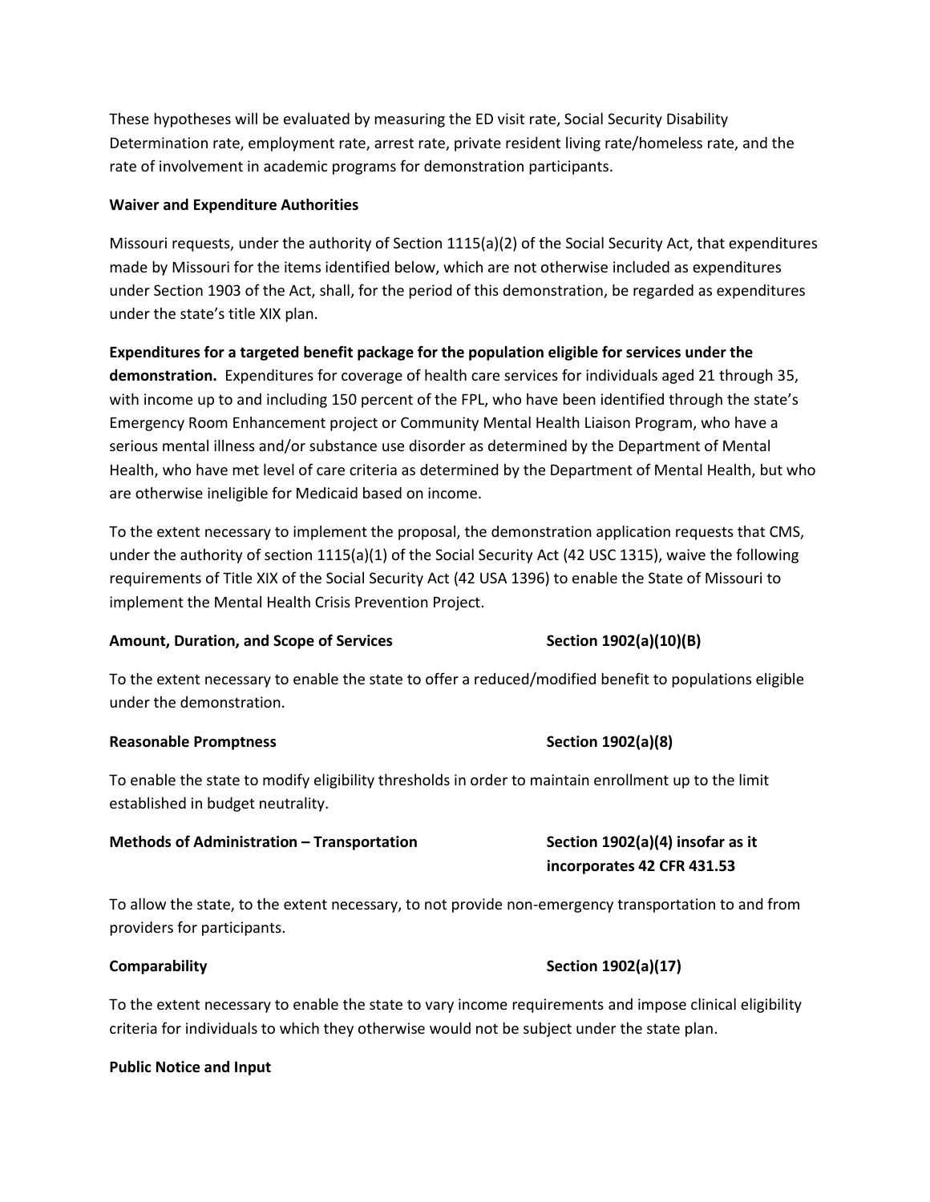These hypotheses will be evaluated by measuring the ED visit rate, Social Security Disability Determination rate, employment rate, arrest rate, private resident living rate/homeless rate, and the rate of involvement in academic programs for demonstration participants.

**Waiver and Expenditure Authorities**

Missouri requests, under the authority of Section 1115(a)(2) of the Social Security Act, that expenditures made by Missouri for the items identified below, which are not otherwise included as expenditures under Section 1903 of the Act, shall, for the period of this demonstration, be regarded as expenditures under the state's title XIX plan.

**Expenditures for a targeted benefit package for the population eligible for services under the demonstration.** Expenditures for coverage of health care services for individuals aged 21 through 35, with income up to and including 150 percent of the FPL, who have been identified through the state's Emergency Room Enhancement project or Community Mental Health Liaison Program, who have a serious mental illness and/or substance use disorder as determined by the Department of Mental Health, who have met level of care criteria as determined by the Department of Mental Health, but who are otherwise ineligible for Medicaid based on income.

To the extent necessary to implement the proposal, the demonstration application requests that CMS, under the authority of section 1115(a)(1) of the Social Security Act (42 USC 1315), waive the following requirements of Title XIX of the Social Security Act (42 USA 1396) to enable the State of Missouri to implement the Mental Health Crisis Prevention Project.

**Amount, Duration, and Scope of Services** **Section 1902(a)(10)(B)**

To the extent necessary to enable the state to offer a reduced/modified benefit to populations eligible under the demonstration.

**Reasonable Promptness** **Section 1902(a)(8)**

To enable the state to modify eligibility thresholds in order to maintain enrollment up to the limit established in budget neutrality.

**Methods of Administration – Transportation** **Section 1902(a)(4) insofar as it incorporates 42 CFR 431.53**

To allow the state, to the extent necessary, to not provide non-emergency transportation to and from providers for participants.

**Comparability** **Section 1902(a)(17)**

To the extent necessary to enable the state to vary income requirements and impose clinical eligibility criteria for individuals to which they otherwise would not be subject under the state plan.

**Public Notice and Input**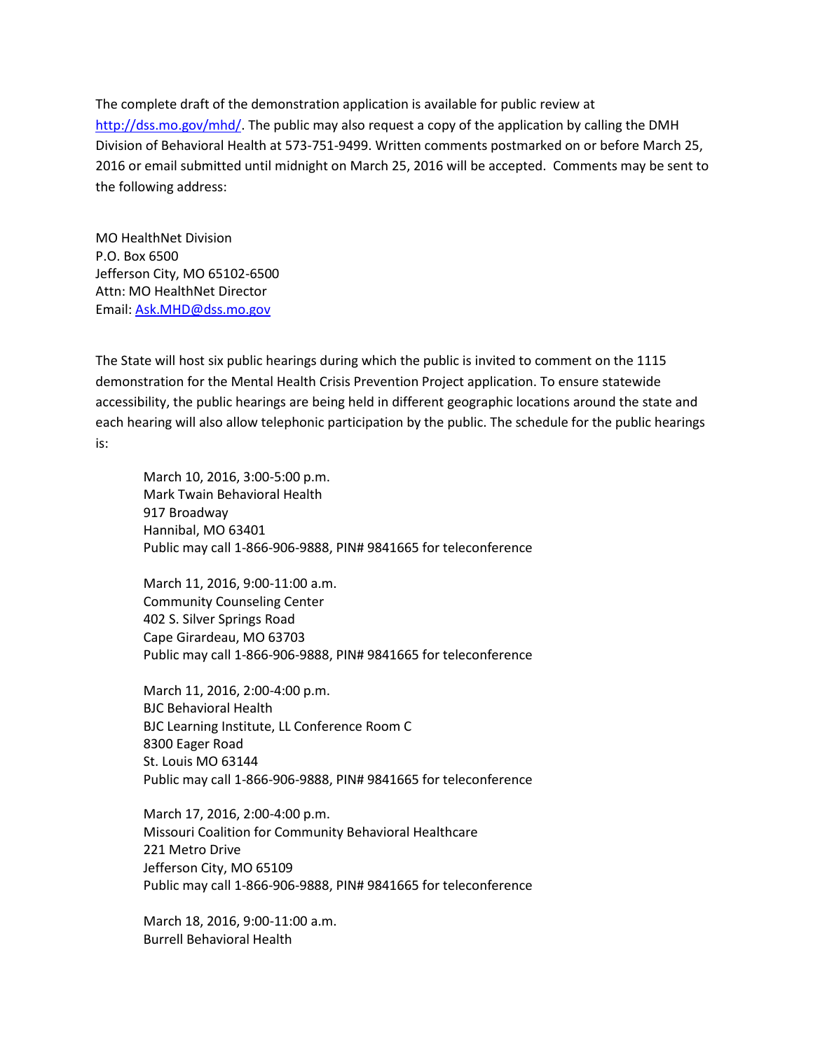The complete draft of the demonstration application is available for public review at http://dss.mo.gov/mhd/. The public may also request a copy of the application by calling the DMH Division of Behavioral Health at 573-751-9499. Written comments postmarked on or before March 25, 2016 or email submitted until midnight on March 25, 2016 will be accepted. Comments may be sent to the following address:

MO HealthNet Division
P.O. Box 6500
Jefferson City, MO 65102-6500
Attn: MO HealthNet Director
Email: Ask.MHD@dss.mo.gov

The State will host six public hearings during which the public is invited to comment on the 1115 demonstration for the Mental Health Crisis Prevention Project application. To ensure statewide accessibility, the public hearings are being held in different geographic locations around the state and each hearing will also allow telephonic participation by the public. The schedule for the public hearings is:

March 10, 2016, 3:00-5:00 p.m.
Mark Twain Behavioral Health
917 Broadway
Hannibal, MO 63401
Public may call 1-866-906-9888, PIN# 9841665 for teleconference

March 11, 2016, 9:00-11:00 a.m.
Community Counseling Center
402 S. Silver Springs Road
Cape Girardeau, MO 63703
Public may call 1-866-906-9888, PIN# 9841665 for teleconference

March 11, 2016, 2:00-4:00 p.m.
BJC Behavioral Health
BJC Learning Institute, LL Conference Room C
8300 Eager Road
St. Louis MO 63144
Public may call 1-866-906-9888, PIN# 9841665 for teleconference

March 17, 2016, 2:00-4:00 p.m.
Missouri Coalition for Community Behavioral Healthcare
221 Metro Drive
Jefferson City, MO 65109
Public may call 1-866-906-9888, PIN# 9841665 for teleconference

March 18, 2016, 9:00-11:00 a.m.
Burrell Behavioral Health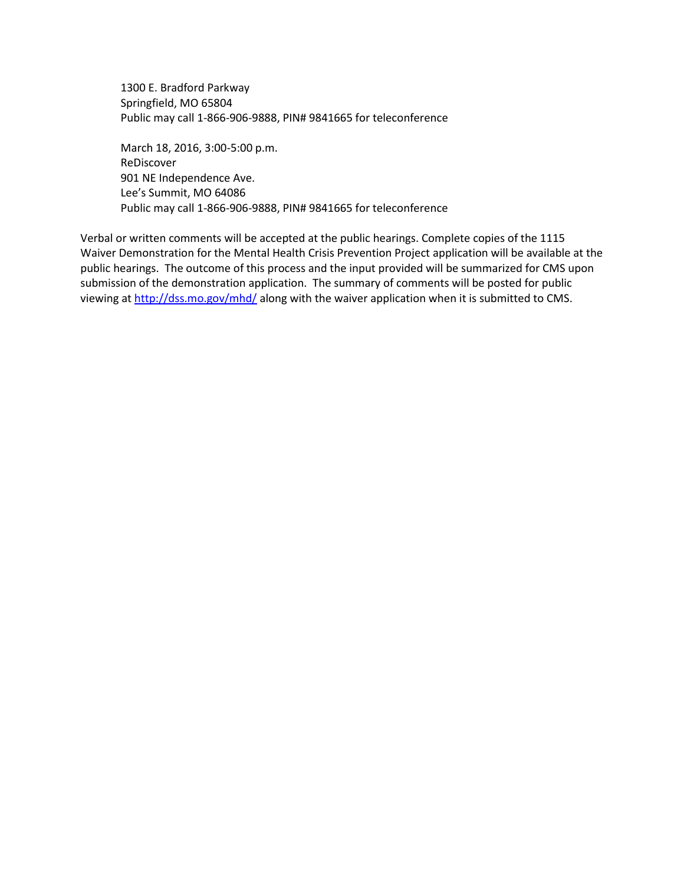1300 E. Bradford Parkway
Springfield, MO 65804
Public may call 1-866-906-9888, PIN# 9841665 for teleconference

March 18, 2016, 3:00-5:00 p.m.
ReDiscover
901 NE Independence Ave.
Lee's Summit, MO 64086
Public may call 1-866-906-9888, PIN# 9841665 for teleconference

Verbal or written comments will be accepted at the public hearings. Complete copies of the 1115 Waiver Demonstration for the Mental Health Crisis Prevention Project application will be available at the public hearings. The outcome of this process and the input provided will be summarized for CMS upon submission of the demonstration application. The summary of comments will be posted for public viewing at http://dss.mo.gov/mhd/ along with the waiver application when it is submitted to CMS.